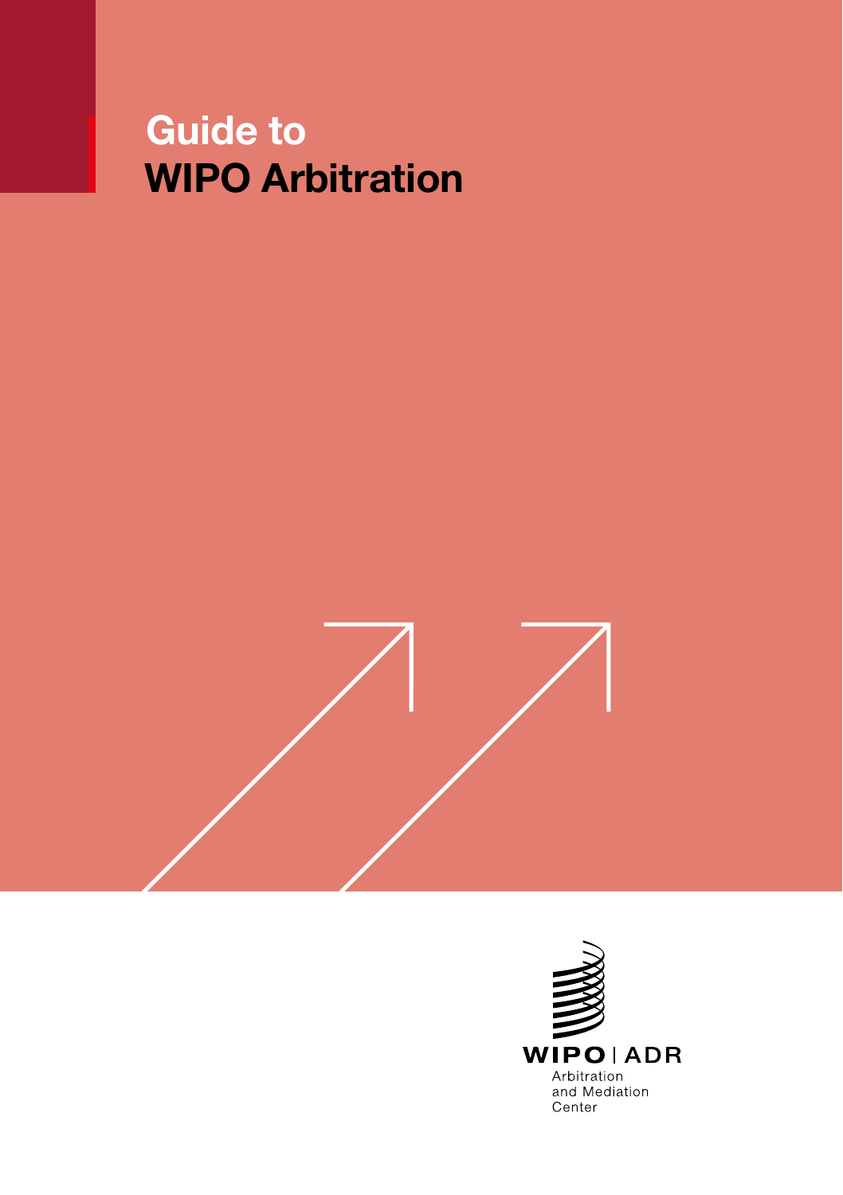# Guide to WIPO Arbitration

WIPO | ADR

Arbitration and Mediation Center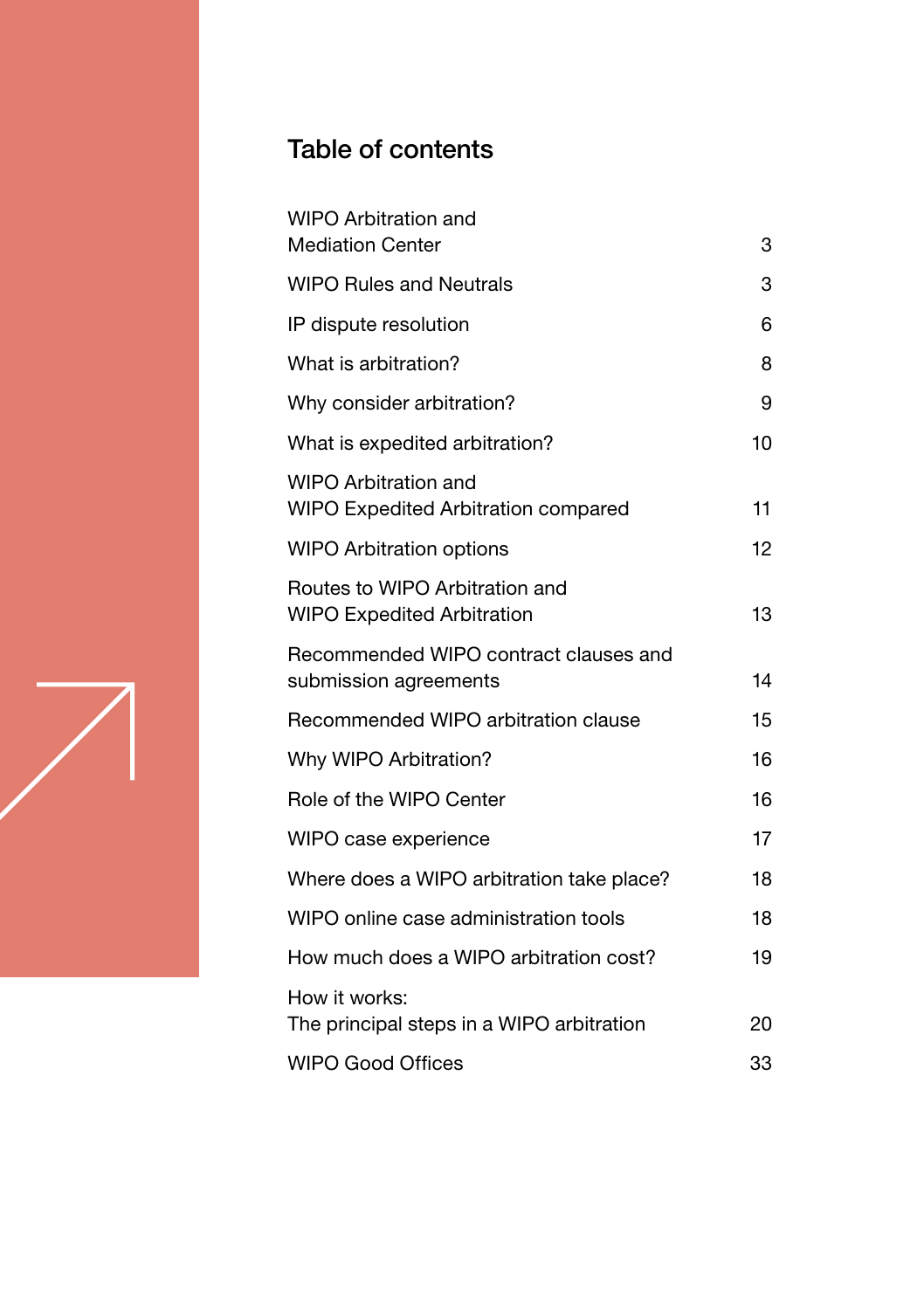# Table of contents

| | |
|---|---|
| WIPO Arbitration and Mediation Center | 3 |
| WIPO Rules and Neutrals | 3 |
| IP dispute resolution | 6 |
| What is arbitration? | 8 |
| Why consider arbitration? | 9 |
| What is expedited arbitration? | 10 |
| WIPO Arbitration and WIPO Expedited Arbitration compared | 11 |
| WIPO Arbitration options | 12 |
| Routes to WIPO Arbitration and WIPO Expedited Arbitration | 13 |
| Recommended WIPO contract clauses and submission agreements | 14 |
| Recommended WIPO arbitration clause | 15 |
| Why WIPO Arbitration? | 16 |
| Role of the WIPO Center | 16 |
| WIPO case experience | 17 |
| Where does a WIPO arbitration take place? | 18 |
| WIPO online case administration tools | 18 |
| How much does a WIPO arbitration cost? | 19 |
| How it works: The principal steps in a WIPO arbitration | 20 |
| WIPO Good Offices | 33 |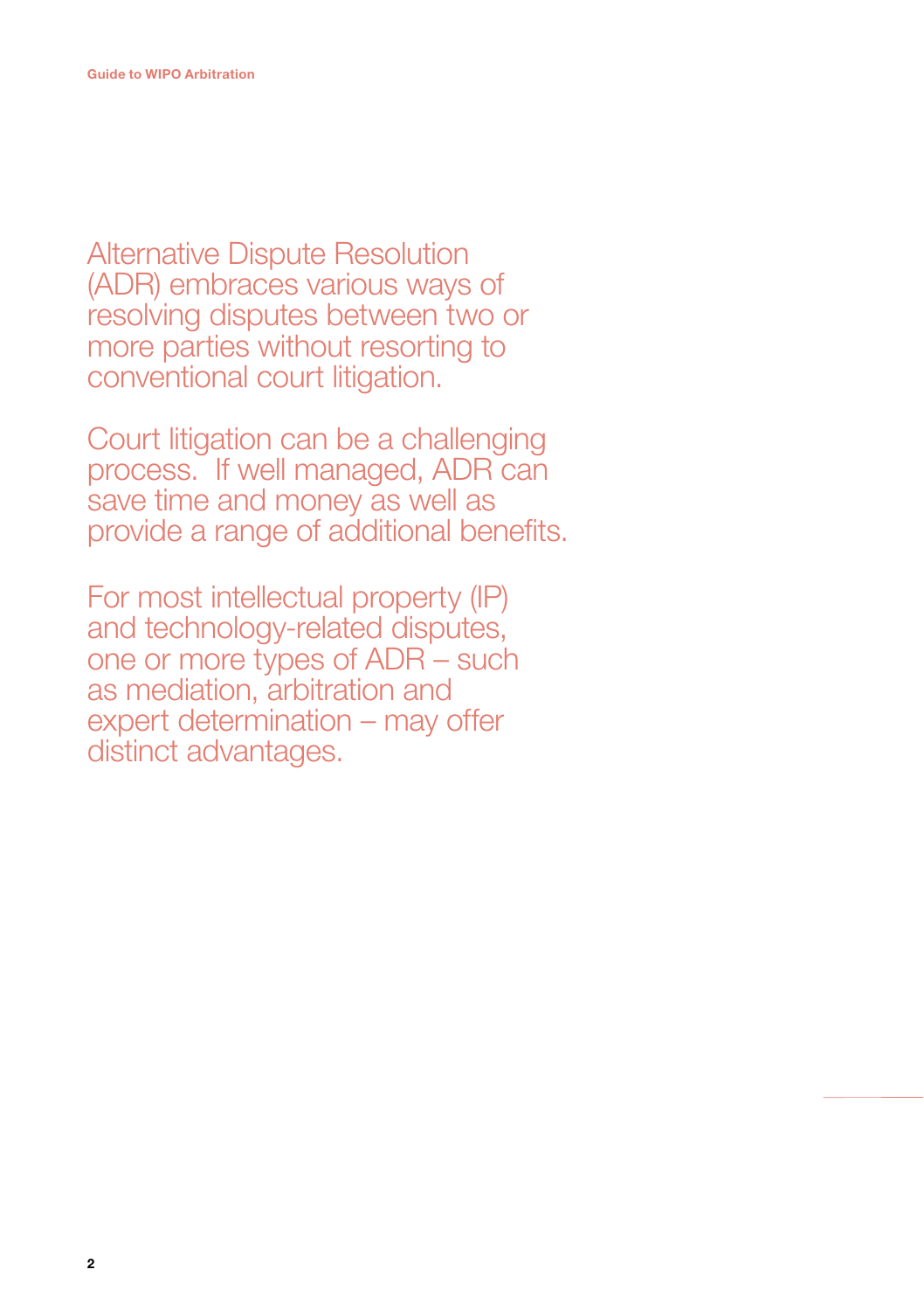Alternative Dispute Resolution (ADR) embraces various ways of resolving disputes between two or more parties without resorting to conventional court litigation.

Court litigation can be a challenging process. If well managed, ADR can save time and money as well as provide a range of additional benefits.

For most intellectual property (IP) and technology-related disputes, one or more types of ADR – such as mediation, arbitration and expert determination – may offer distinct advantages.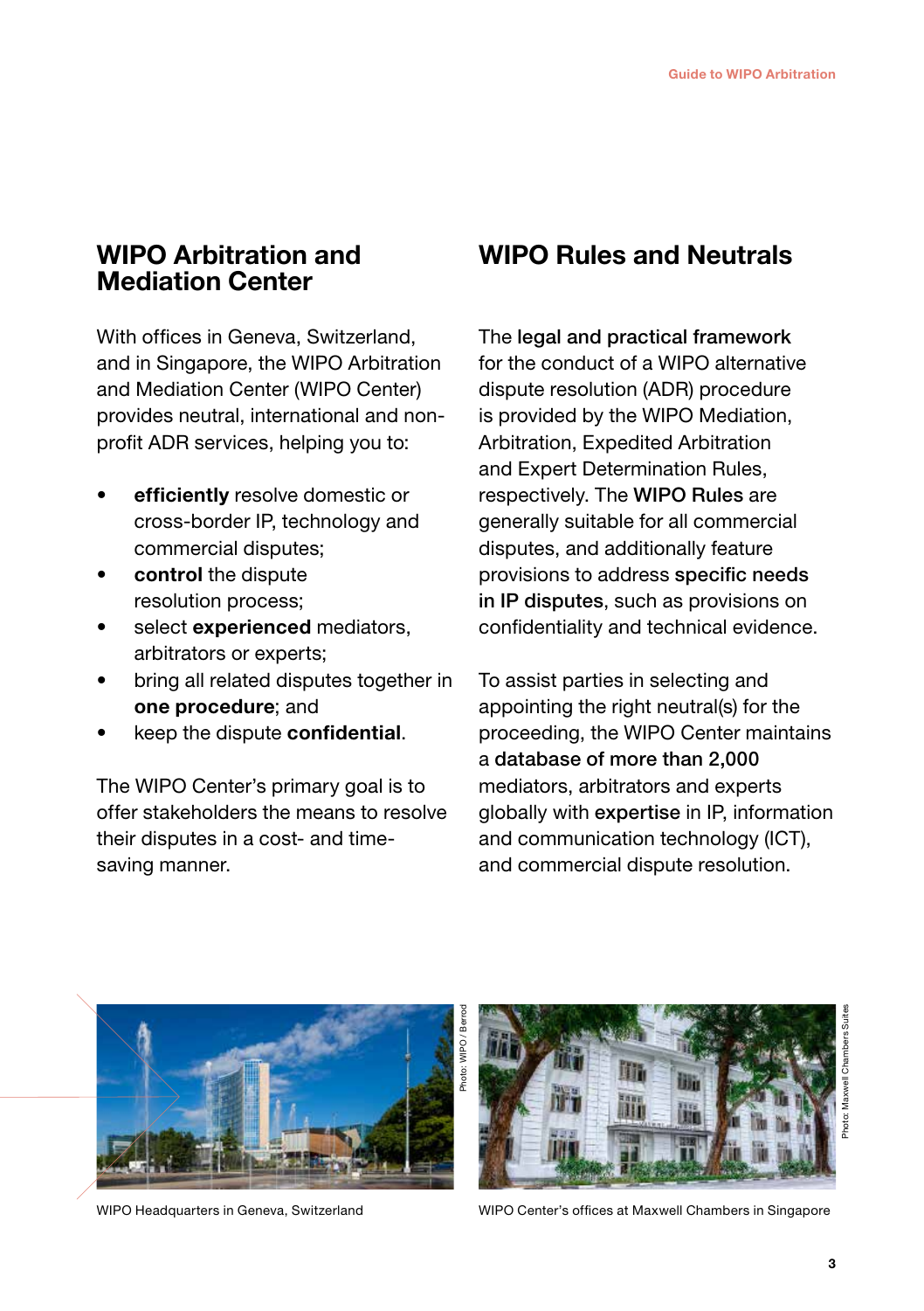## WIPO Arbitration and Mediation Center

With offices in Geneva, Switzerland, and in Singapore, the WIPO Arbitration and Mediation Center (WIPO Center) provides neutral, international and non-profit ADR services, helping you to:

- **efficiently** resolve domestic or cross-border IP, technology and commercial disputes;
- **control** the dispute resolution process;
- select **experienced** mediators, arbitrators or experts;
- bring all related disputes together in **one procedure**; and
- keep the dispute **confidential**.

The WIPO Center's primary goal is to offer stakeholders the means to resolve their disputes in a cost- and time-saving manner.

## WIPO Rules and Neutrals

The **legal and practical framework** for the conduct of a WIPO alternative dispute resolution (ADR) procedure is provided by the WIPO Mediation, Arbitration, Expedited Arbitration and Expert Determination Rules, respectively. The **WIPO Rules** are generally suitable for all commercial disputes, and additionally feature provisions to address **specific needs in IP disputes**, such as provisions on confidentiality and technical evidence.

To assist parties in selecting and appointing the right neutral(s) for the proceeding, the WIPO Center maintains a **database of more than 2,000** mediators, arbitrators and experts globally with **expertise** in IP, information and communication technology (ICT), and commercial dispute resolution.

Photo: WIPO / Berrod

WIPO Headquarters in Geneva, Switzerland

Photo: Maxwell Chambers Suites

WIPO Center's offices at Maxwell Chambers in Singapore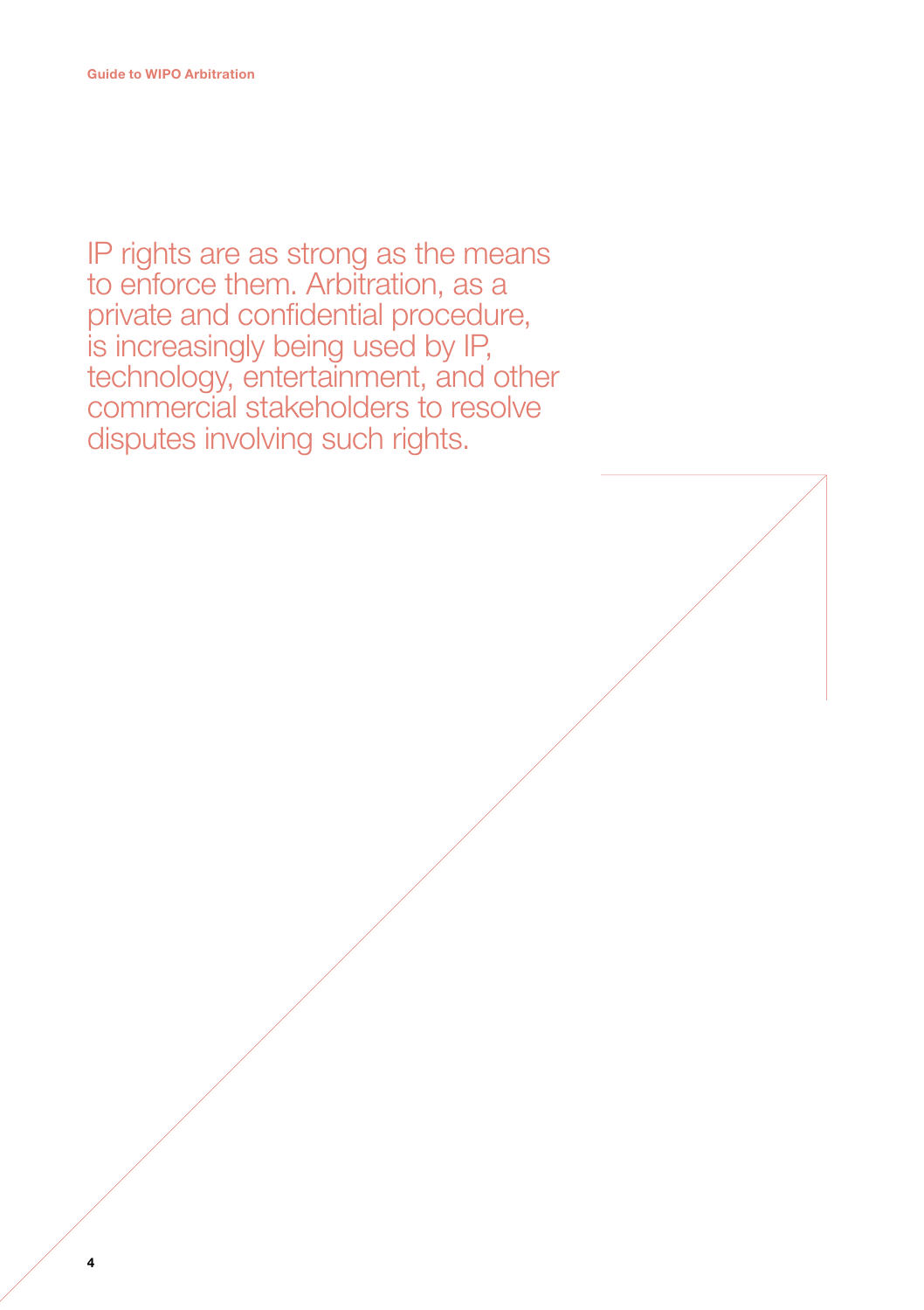IP rights are as strong as the means to enforce them. Arbitration, as a private and confidential procedure, is increasingly being used by IP, technology, entertainment, and other commercial stakeholders to resolve disputes involving such rights.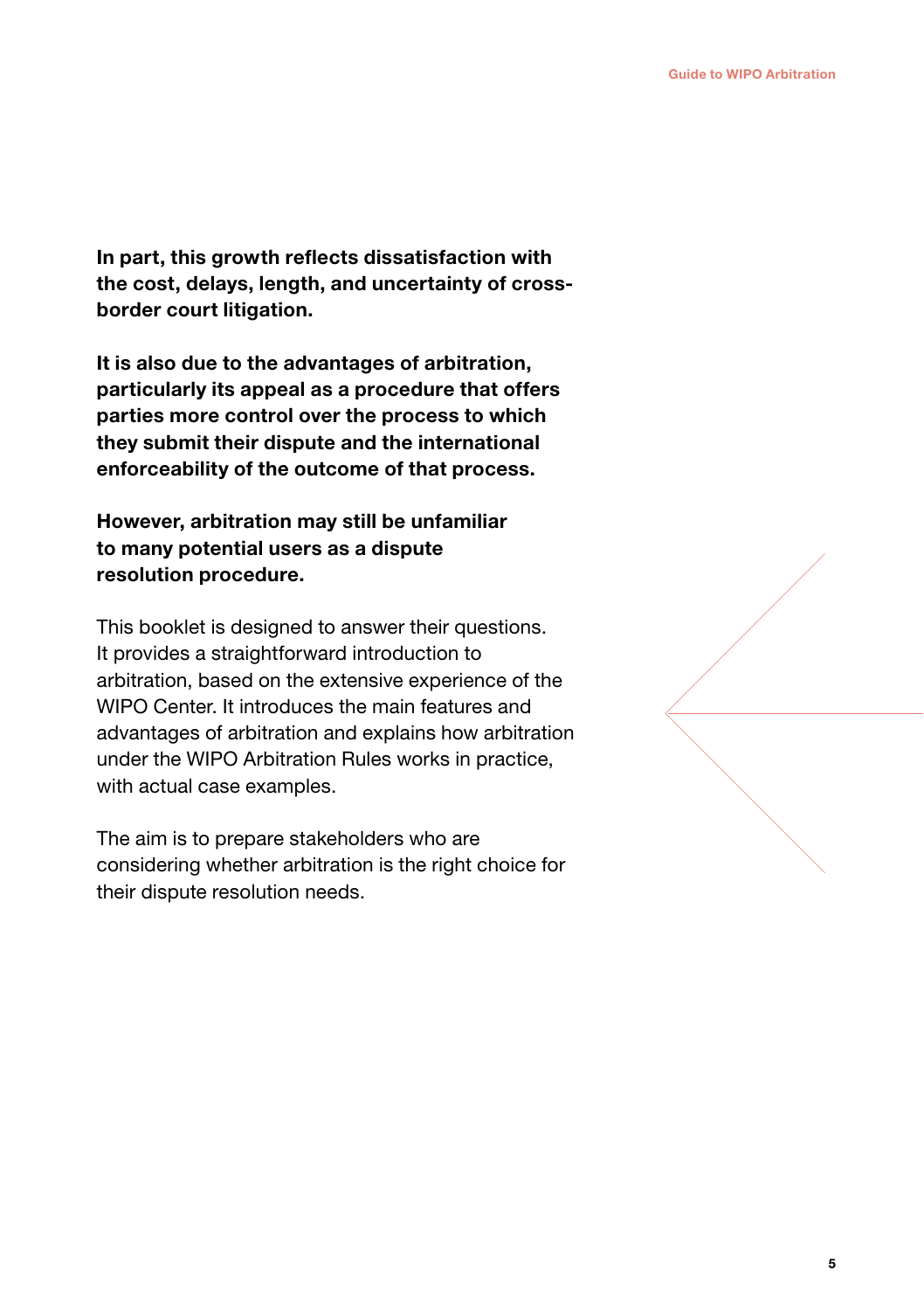**In part, this growth reflects dissatisfaction with the cost, delays, length, and uncertainty of cross-border court litigation.**

**It is also due to the advantages of arbitration, particularly its appeal as a procedure that offers parties more control over the process to which they submit their dispute and the international enforceability of the outcome of that process.**

**However, arbitration may still be unfamiliar to many potential users as a dispute resolution procedure.**

This booklet is designed to answer their questions. It provides a straightforward introduction to arbitration, based on the extensive experience of the WIPO Center. It introduces the main features and advantages of arbitration and explains how arbitration under the WIPO Arbitration Rules works in practice, with actual case examples.

The aim is to prepare stakeholders who are considering whether arbitration is the right choice for their dispute resolution needs.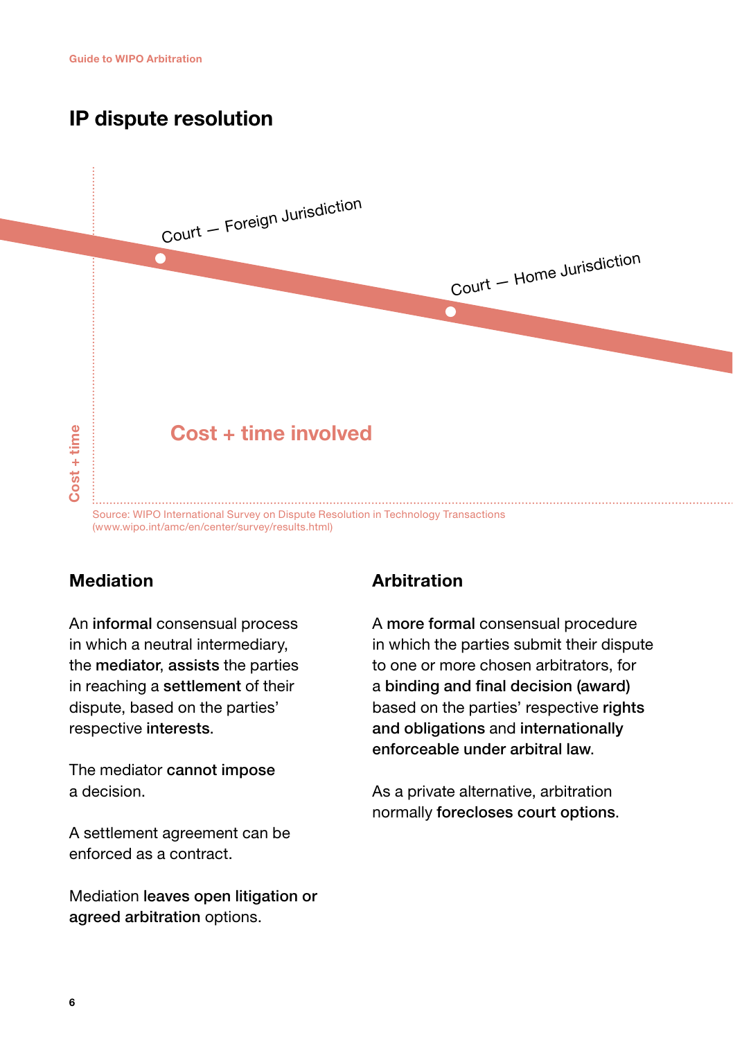## IP dispute resolution

Court — Foreign Jurisdiction

Court — Home Jurisdiction

Cost + time involved

Cost + time

Source: WIPO International Survey on Dispute Resolution in Technology Transactions (www.wipo.int/amc/en/center/survey/results.html)

### Mediation

An **informal** consensual process in which a neutral intermediary, the **mediator**, **assists** the parties in reaching a **settlement** of their dispute, based on the parties' respective **interests**.

The mediator **cannot impose** a decision.

A settlement agreement can be enforced as a contract.

Mediation **leaves open litigation or agreed arbitration** options.

### Arbitration

A **more formal** consensual procedure in which the parties submit their dispute to one or more chosen arbitrators, for a **binding and final decision (award)** based on the parties' respective **rights and obligations** and **internationally enforceable under arbitral law**.

As a private alternative, arbitration normally **forecloses court options**.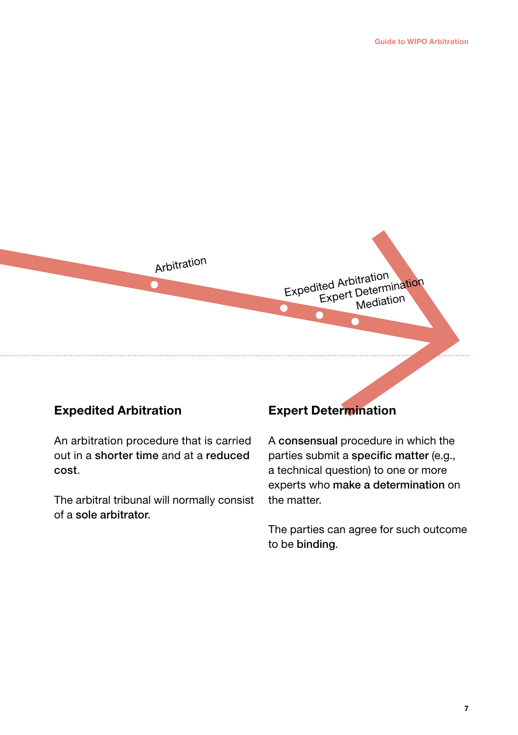Arbitration

Expedited Arbitration

Expert Determination

Mediation

### Expedited Arbitration

An arbitration procedure that is carried out in a **shorter time** and at a **reduced cost**.

The arbitral tribunal will normally consist of a **sole arbitrator**.

### Expert Determination

A **consensual** procedure in which the parties submit a **specific matter** (e.g., a technical question) to one or more experts who **make a determination** on the matter.

The parties can agree for such outcome to be **binding**.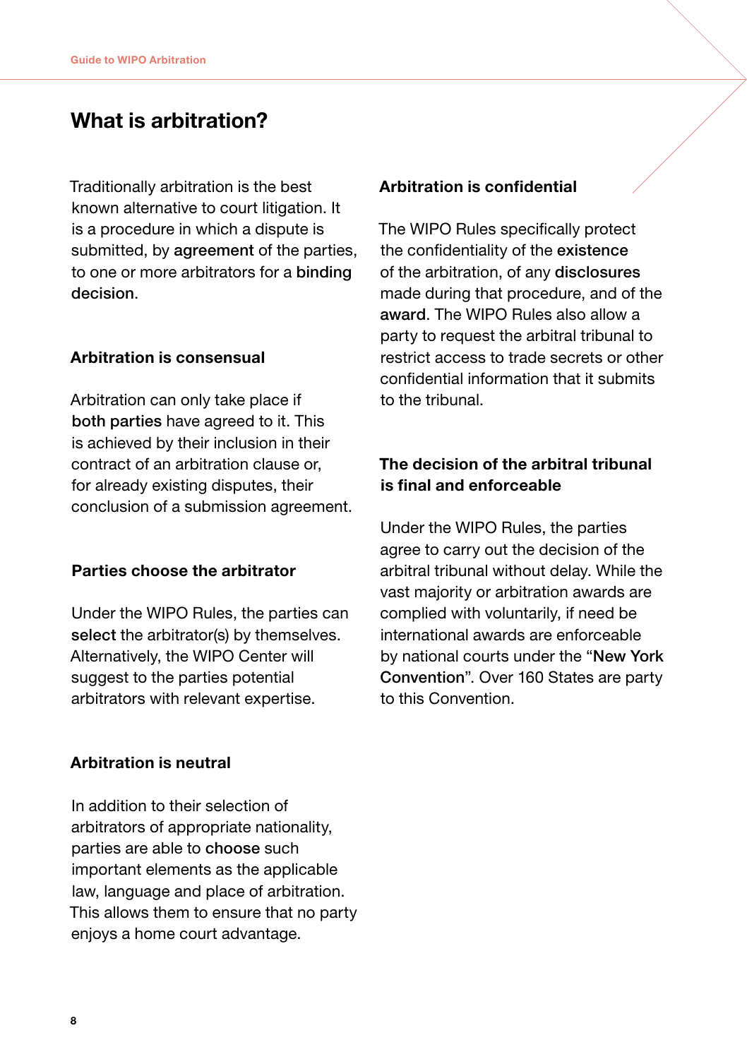# What is arbitration?

Traditionally arbitration is the best known alternative to court litigation. It is a procedure in which a dispute is submitted, by **agreement** of the parties, to one or more arbitrators for a **binding decision**.

### Arbitration is consensual

Arbitration can only take place if **both parties** have agreed to it. This is achieved by their inclusion in their contract of an arbitration clause or, for already existing disputes, their conclusion of a submission agreement.

### Parties choose the arbitrator

Under the WIPO Rules, the parties can **select** the arbitrator(s) by themselves. Alternatively, the WIPO Center will suggest to the parties potential arbitrators with relevant expertise.

### Arbitration is neutral

In addition to their selection of arbitrators of appropriate nationality, parties are able to **choose** such important elements as the applicable law, language and place of arbitration. This allows them to ensure that no party enjoys a home court advantage.

### Arbitration is confidential

The WIPO Rules specifically protect the confidentiality of the **existence** of the arbitration, of any **disclosures** made during that procedure, and of the **award**. The WIPO Rules also allow a party to request the arbitral tribunal to restrict access to trade secrets or other confidential information that it submits to the tribunal.

### The decision of the arbitral tribunal is final and enforceable

Under the WIPO Rules, the parties agree to carry out the decision of the arbitral tribunal without delay. While the vast majority or arbitration awards are complied with voluntarily, if need be international awards are enforceable by national courts under the “**New York Convention**”. Over 160 States are party to this Convention.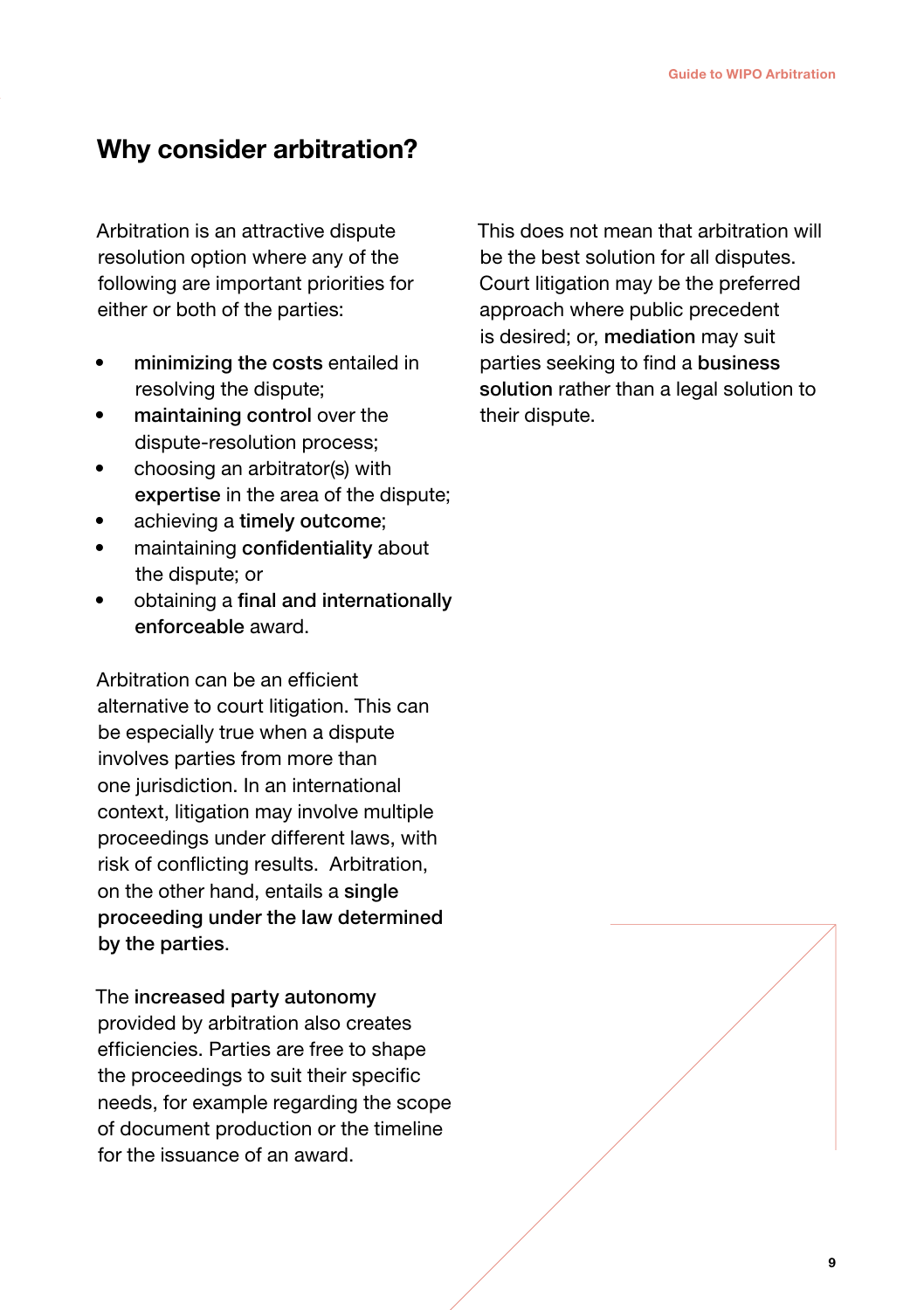## Why consider arbitration?

Arbitration is an attractive dispute resolution option where any of the following are important priorities for either or both of the parties:

- **minimizing the costs** entailed in resolving the dispute;
- **maintaining control** over the dispute-resolution process;
- choosing an arbitrator(s) with **expertise** in the area of the dispute;
- achieving a **timely outcome**;
- maintaining **confidentiality** about the dispute; or
- obtaining a **final and internationally enforceable** award.

Arbitration can be an efficient alternative to court litigation. This can be especially true when a dispute involves parties from more than one jurisdiction. In an international context, litigation may involve multiple proceedings under different laws, with risk of conflicting results. Arbitration, on the other hand, entails a **single proceeding under the law determined by the parties**.

The **increased party autonomy** provided by arbitration also creates efficiencies. Parties are free to shape the proceedings to suit their specific needs, for example regarding the scope of document production or the timeline for the issuance of an award.

This does not mean that arbitration will be the best solution for all disputes. Court litigation may be the preferred approach where public precedent is desired; or, **mediation** may suit parties seeking to find a **business solution** rather than a legal solution to their dispute.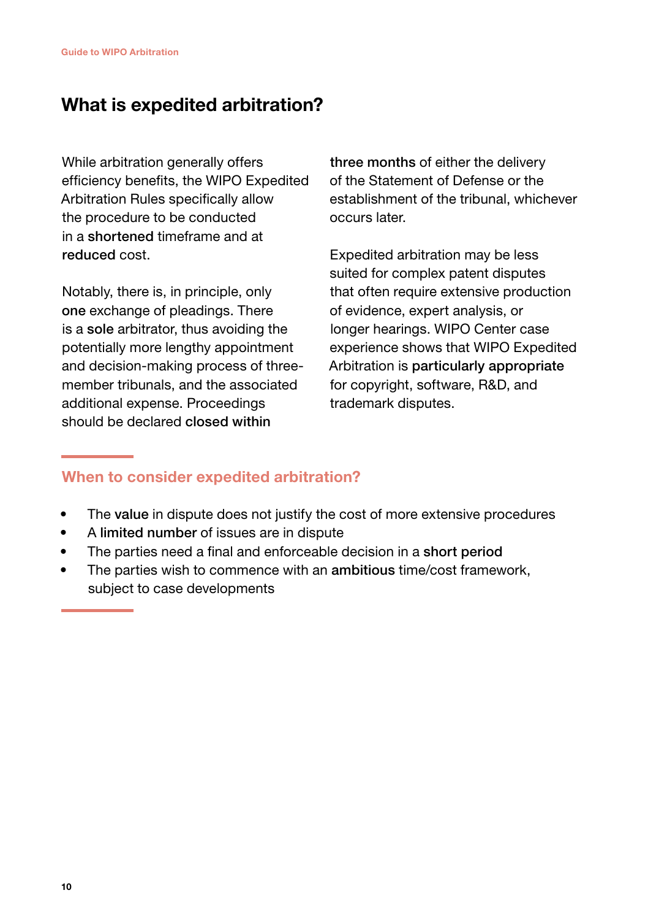## What is expedited arbitration?

While arbitration generally offers efficiency benefits, the WIPO Expedited Arbitration Rules specifically allow the procedure to be conducted in a **shortened** timeframe and at **reduced** cost.

Notably, there is, in principle, only **one** exchange of pleadings. There is a **sole** arbitrator, thus avoiding the potentially more lengthy appointment and decision-making process of three-member tribunals, and the associated additional expense. Proceedings should be declared **closed within three months** of either the delivery of the Statement of Defense or the establishment of the tribunal, whichever occurs later.

Expedited arbitration may be less suited for complex patent disputes that often require extensive production of evidence, expert analysis, or longer hearings. WIPO Center case experience shows that WIPO Expedited Arbitration is **particularly appropriate** for copyright, software, R&D, and trademark disputes.

### When to consider expedited arbitration?

- The **value** in dispute does not justify the cost of more extensive procedures
- A **limited number** of issues are in dispute
- The parties need a final and enforceable decision in a **short period**
- The parties wish to commence with an **ambitious** time/cost framework, subject to case developments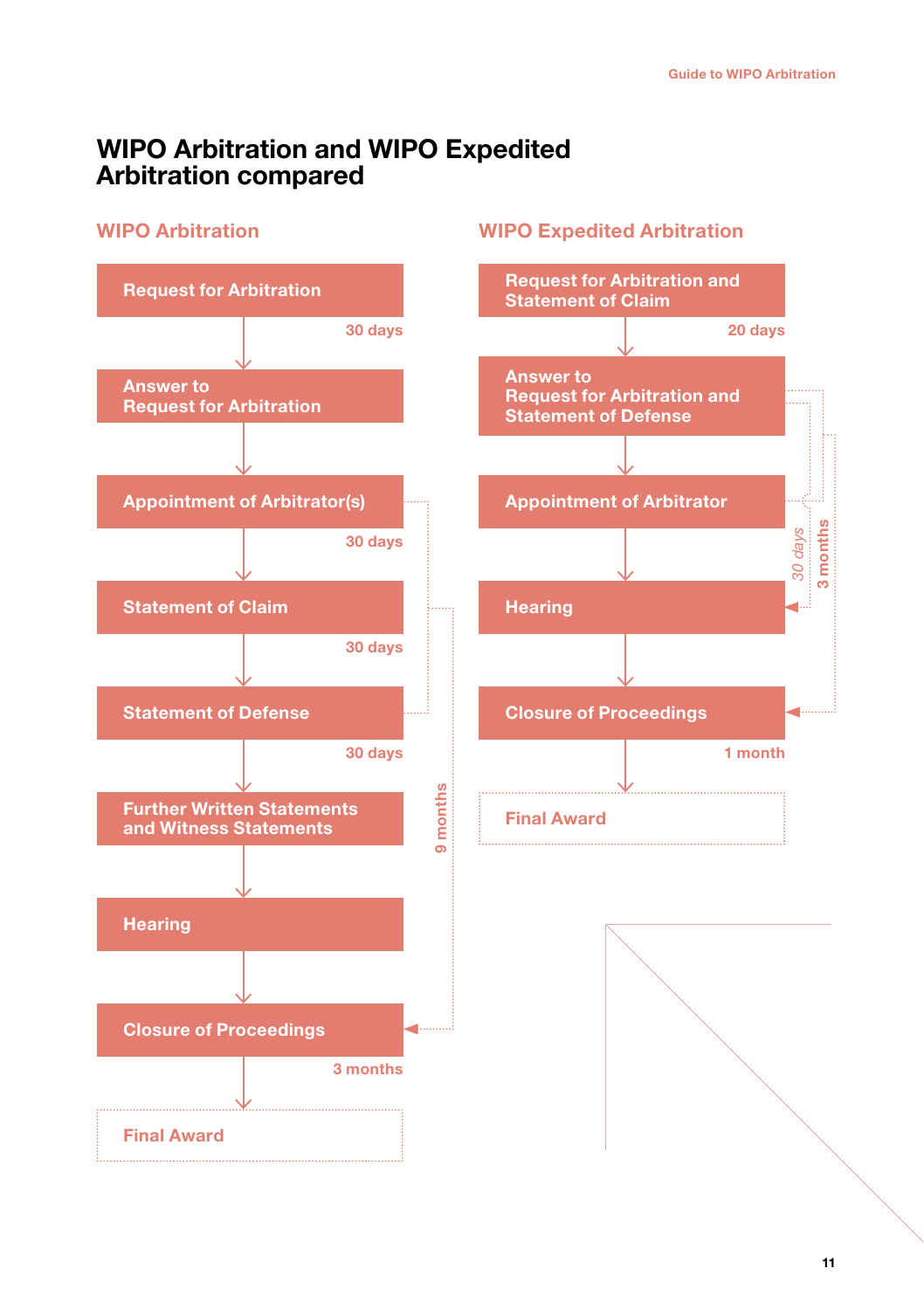# WIPO Arbitration and WIPO Expedited Arbitration compared

## WIPO Arbitration

- Request for Arbitration
  - 30 days
- Answer to Request for Arbitration
- Appointment of Arbitrator(s)
  - 30 days
- Statement of Claim
  - 30 days
- Statement of Defense
  - 30 days
- Further Written Statements and Witness Statements
- Hearing
- Closure of Proceedings
  - 3 months
- Final Award

9 months (from Statement of Defense to Closure of Proceedings)

## WIPO Expedited Arbitration

- Request for Arbitration and Statement of Claim
  - 20 days
- Answer to Request for Arbitration and Statement of Defense
- Appointment of Arbitrator
- Hearing
- Closure of Proceedings
  - 1 month
- Final Award

30 days (from Answer to Request for Arbitration and Statement of Defense to Hearing)

3 months (from Answer to Request for Arbitration and Statement of Defense to Closure of Proceedings)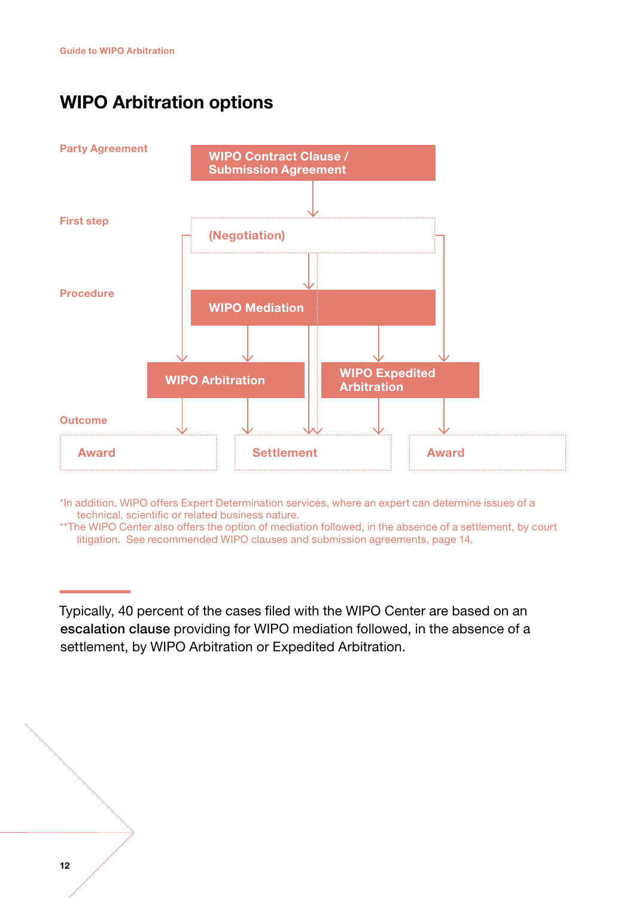# WIPO Arbitration options

Party Agreement

**WIPO Contract Clause / Submission Agreement**

First step

(Negotiation)

Procedure

**WIPO Mediation**

**WIPO Arbitration**

**WIPO Expedited Arbitration**

Outcome

Award

Settlement

Award

*In addition, WIPO offers Expert Determination services, where an expert can determine issues of a technical, scientific or related business nature.
**The WIPO Center also offers the option of mediation followed, in the absence of a settlement, by court litigation. See recommended WIPO clauses and submission agreements, page 14.

---

Typically, 40 percent of the cases filed with the WIPO Center are based on an **escalation clause** providing for WIPO mediation followed, in the absence of a settlement, by WIPO Arbitration or Expedited Arbitration.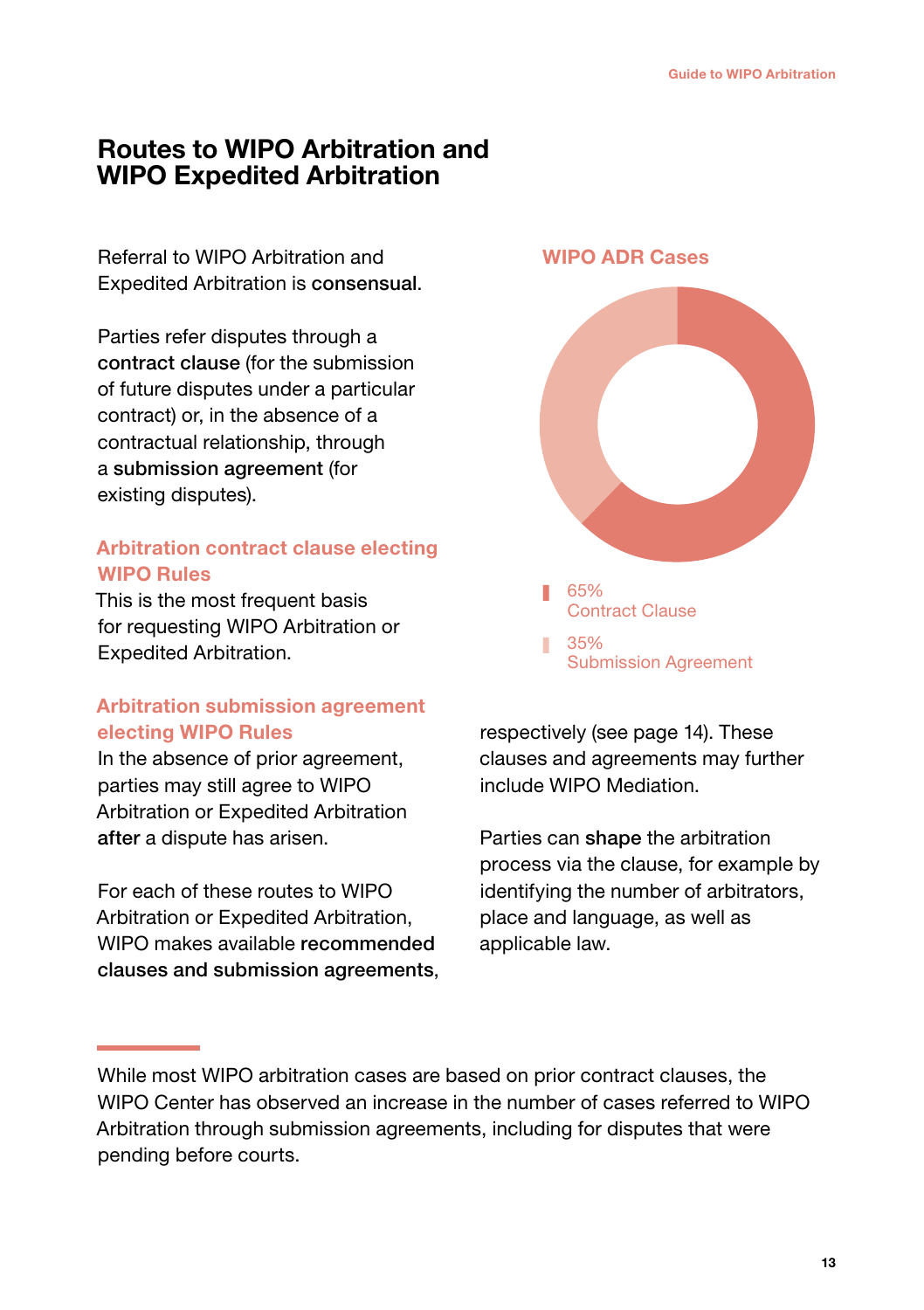# Routes to WIPO Arbitration and WIPO Expedited Arbitration

Referral to WIPO Arbitration and Expedited Arbitration is **consensual**.

Parties refer disputes through a **contract clause** (for the submission of future disputes under a particular contract) or, in the absence of a contractual relationship, through a **submission agreement** (for existing disputes).

### Arbitration contract clause electing WIPO Rules

This is the most frequent basis for requesting WIPO Arbitration or Expedited Arbitration.

### Arbitration submission agreement electing WIPO Rules

In the absence of prior agreement, parties may still agree to WIPO Arbitration or Expedited Arbitration **after** a dispute has arisen.

For each of these routes to WIPO Arbitration or Expedited Arbitration, WIPO makes available **recommended clauses and submission agreements**, respectively (see page 14). These clauses and agreements may further include WIPO Mediation.

Parties can **shape** the arbitration process via the clause, for example by identifying the number of arbitrators, place and language, as well as applicable law.

**WIPO ADR Cases**

- 65% Contract Clause
- 35% Submission Agreement

While most WIPO arbitration cases are based on prior contract clauses, the WIPO Center has observed an increase in the number of cases referred to WIPO Arbitration through submission agreements, including for disputes that were pending before courts.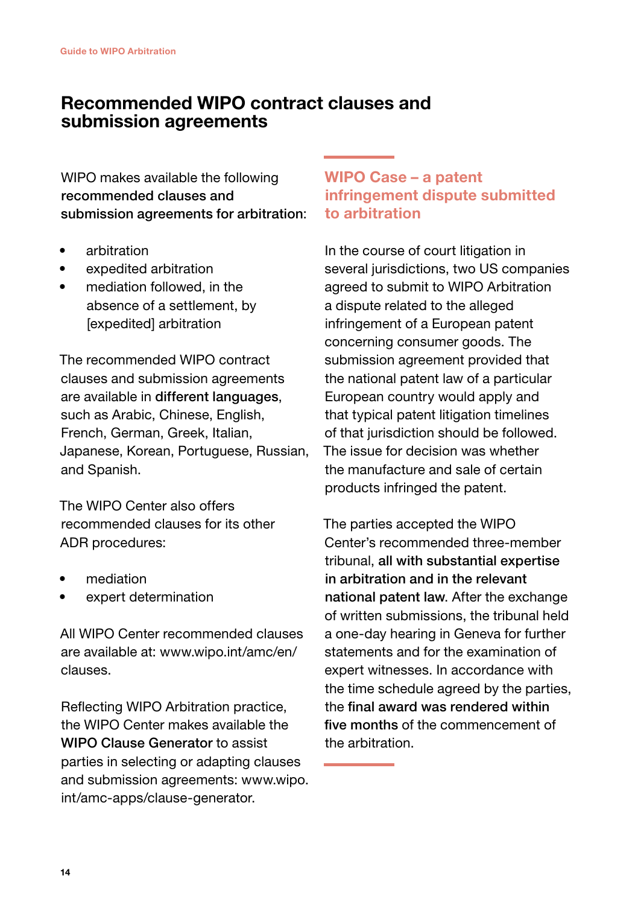## Recommended WIPO contract clauses and submission agreements

WIPO makes available the following **recommended clauses and submission agreements for arbitration**:

- arbitration
- expedited arbitration
- mediation followed, in the absence of a settlement, by [expedited] arbitration

The recommended WIPO contract clauses and submission agreements are available in **different languages**, such as Arabic, Chinese, English, French, German, Greek, Italian, Japanese, Korean, Portuguese, Russian, and Spanish.

The WIPO Center also offers recommended clauses for its other ADR procedures:

- mediation
- expert determination

All WIPO Center recommended clauses are available at: www.wipo.int/amc/en/clauses.

Reflecting WIPO Arbitration practice, the WIPO Center makes available the **WIPO Clause Generator** to assist parties in selecting or adapting clauses and submission agreements: www.wipo.int/amc-apps/clause-generator.

### WIPO Case – a patent infringement dispute submitted to arbitration

In the course of court litigation in several jurisdictions, two US companies agreed to submit to WIPO Arbitration a dispute related to the alleged infringement of a European patent concerning consumer goods. The submission agreement provided that the national patent law of a particular European country would apply and that typical patent litigation timelines of that jurisdiction should be followed. The issue for decision was whether the manufacture and sale of certain products infringed the patent.

The parties accepted the WIPO Center's recommended three-member tribunal, **all with substantial expertise in arbitration and in the relevant national patent law**. After the exchange of written submissions, the tribunal held a one-day hearing in Geneva for further statements and for the examination of expert witnesses. In accordance with the time schedule agreed by the parties, the **final award was rendered within five months** of the commencement of the arbitration.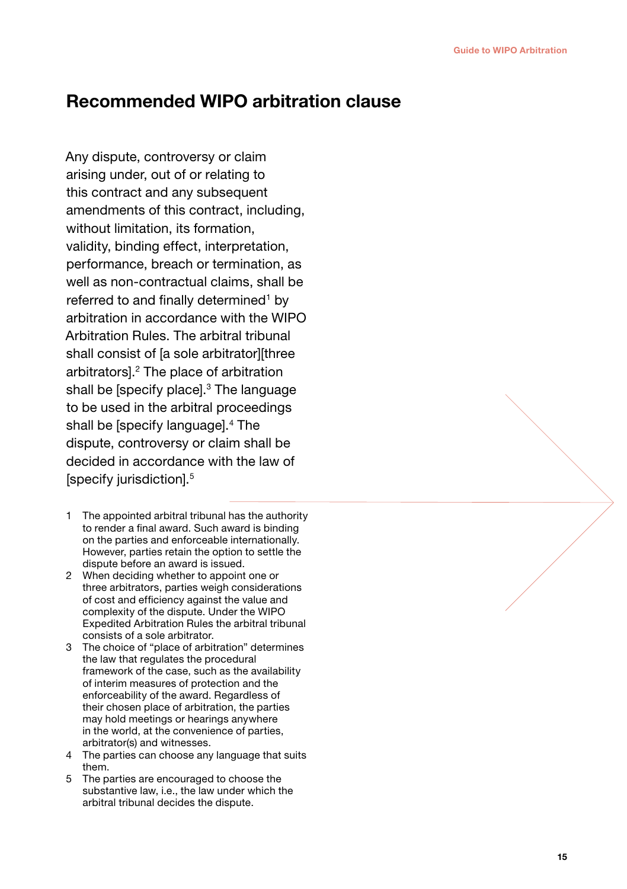## Recommended WIPO arbitration clause

Any dispute, controversy or claim arising under, out of or relating to this contract and any subsequent amendments of this contract, including, without limitation, its formation, validity, binding effect, interpretation, performance, breach or termination, as well as non-contractual claims, shall be referred to and finally determined[1] by arbitration in accordance with the WIPO Arbitration Rules. The arbitral tribunal shall consist of [a sole arbitrator][three arbitrators].[2] The place of arbitration shall be [specify place].[3] The language to be used in the arbitral proceedings shall be [specify language].[4] The dispute, controversy or claim shall be decided in accordance with the law of [specify jurisdiction].[5]

1 The appointed arbitral tribunal has the authority to render a final award. Such award is binding on the parties and enforceable internationally. However, parties retain the option to settle the dispute before an award is issued.

2 When deciding whether to appoint one or three arbitrators, parties weigh considerations of cost and efficiency against the value and complexity of the dispute. Under the WIPO Expedited Arbitration Rules the arbitral tribunal consists of a sole arbitrator.

3 The choice of "place of arbitration" determines the law that regulates the procedural framework of the case, such as the availability of interim measures of protection and the enforceability of the award. Regardless of their chosen place of arbitration, the parties may hold meetings or hearings anywhere in the world, at the convenience of parties, arbitrator(s) and witnesses.

4 The parties can choose any language that suits them.

5 The parties are encouraged to choose the substantive law, i.e., the law under which the arbitral tribunal decides the dispute.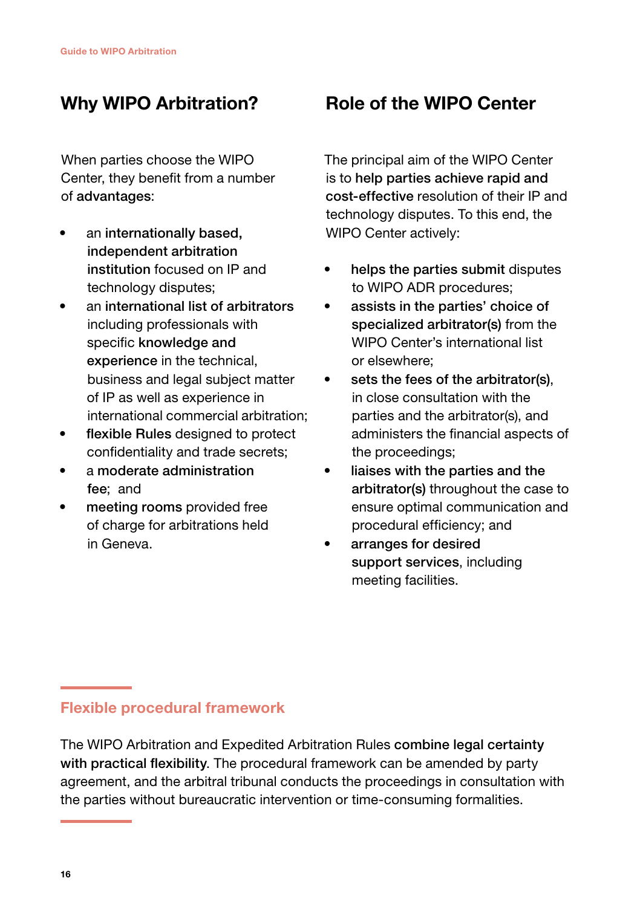## Why WIPO Arbitration?

When parties choose the WIPO Center, they benefit from a number of **advantages**:

- an **internationally based, independent arbitration institution** focused on IP and technology disputes;
- an **international list of arbitrators** including professionals with specific **knowledge and experience** in the technical, business and legal subject matter of IP as well as experience in international commercial arbitration;
- **flexible Rules** designed to protect confidentiality and trade secrets;
- a **moderate administration fee**; and
- **meeting rooms** provided free of charge for arbitrations held in Geneva.

## Role of the WIPO Center

The principal aim of the WIPO Center is to **help parties achieve rapid and cost-effective** resolution of their IP and technology disputes. To this end, the WIPO Center actively:

- **helps the parties submit** disputes to WIPO ADR procedures;
- **assists in the parties' choice of specialized arbitrator(s)** from the WIPO Center's international list or elsewhere;
- **sets the fees of the arbitrator(s)**, in close consultation with the parties and the arbitrator(s), and administers the financial aspects of the proceedings;
- **liaises with the parties and the arbitrator(s)** throughout the case to ensure optimal communication and procedural efficiency; and
- **arranges for desired support services**, including meeting facilities.

### Flexible procedural framework

The WIPO Arbitration and Expedited Arbitration Rules **combine legal certainty with practical flexibility**. The procedural framework can be amended by party agreement, and the arbitral tribunal conducts the proceedings in consultation with the parties without bureaucratic intervention or time-consuming formalities.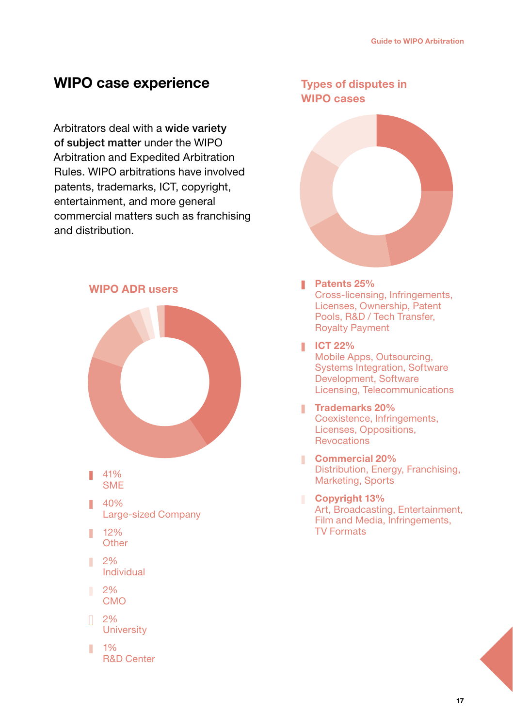## WIPO case experience

Arbitrators deal with a **wide variety of subject matter** under the WIPO Arbitration and Expedited Arbitration Rules. WIPO arbitrations have involved patents, trademarks, ICT, copyright, entertainment, and more general commercial matters such as franchising and distribution.

### WIPO ADR users

- 41% SME
- 40% Large-sized Company
- 12% Other
- 2% Individual
- 2% CMO
- 2% University
- 1% R&D Center

### Types of disputes in WIPO cases

- **Patents 25%** Cross-licensing, Infringements, Licenses, Ownership, Patent Pools, R&D / Tech Transfer, Royalty Payment
- **ICT 22%** Mobile Apps, Outsourcing, Systems Integration, Software Development, Software Licensing, Telecommunications
- **Trademarks 20%** Coexistence, Infringements, Licenses, Oppositions, Revocations
- **Commercial 20%** Distribution, Energy, Franchising, Marketing, Sports
- **Copyright 13%** Art, Broadcasting, Entertainment, Film and Media, Infringements, TV Formats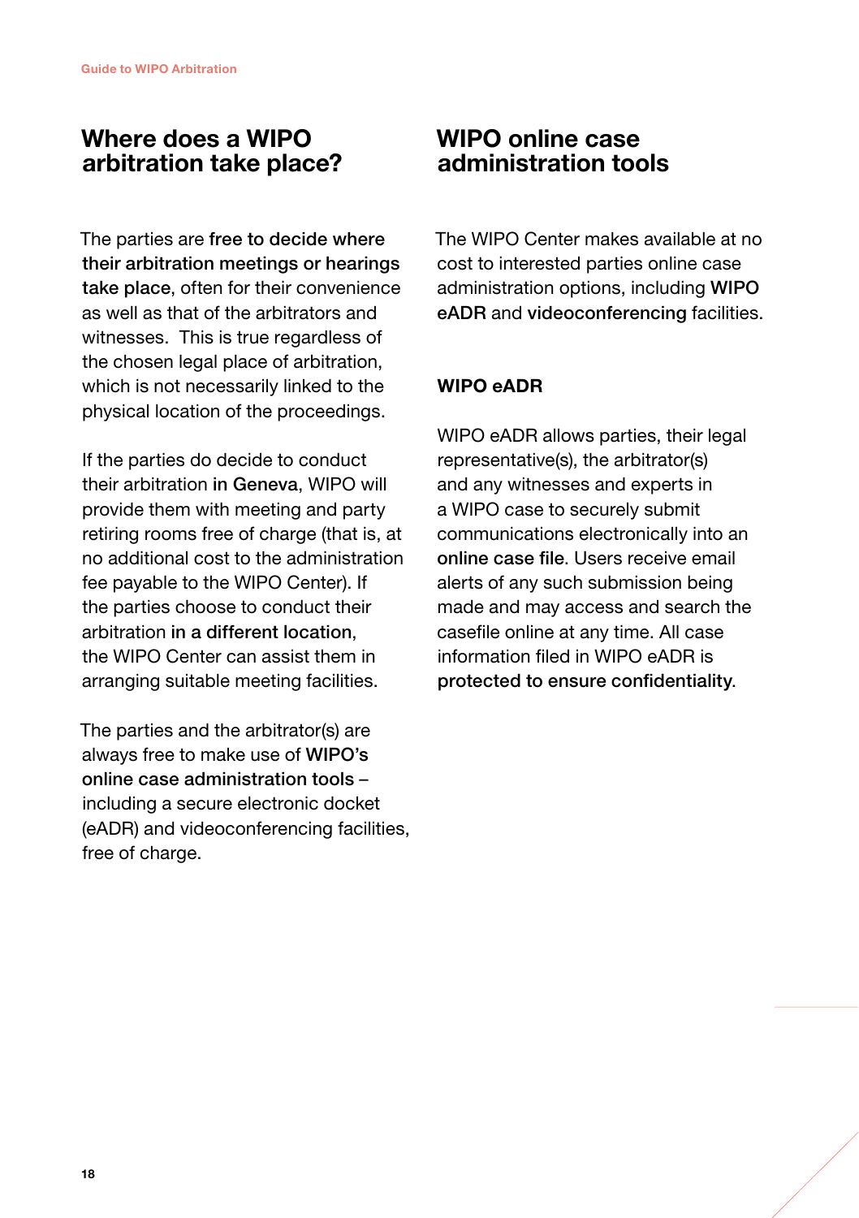## Where does a WIPO arbitration take place?

The parties are **free to decide where their arbitration meetings or hearings take place**, often for their convenience as well as that of the arbitrators and witnesses. This is true regardless of the chosen legal place of arbitration, which is not necessarily linked to the physical location of the proceedings.

If the parties do decide to conduct their arbitration **in Geneva**, WIPO will provide them with meeting and party retiring rooms free of charge (that is, at no additional cost to the administration fee payable to the WIPO Center). If the parties choose to conduct their arbitration **in a different location**, the WIPO Center can assist them in arranging suitable meeting facilities.

The parties and the arbitrator(s) are always free to make use of **WIPO's online case administration tools** – including a secure electronic docket (eADR) and videoconferencing facilities, free of charge.

## WIPO online case administration tools

The WIPO Center makes available at no cost to interested parties online case administration options, including **WIPO eADR** and **videoconferencing** facilities.

### WIPO eADR

WIPO eADR allows parties, their legal representative(s), the arbitrator(s) and any witnesses and experts in a WIPO case to securely submit communications electronically into an **online case file**. Users receive email alerts of any such submission being made and may access and search the casefile online at any time. All case information filed in WIPO eADR is **protected to ensure confidentiality**.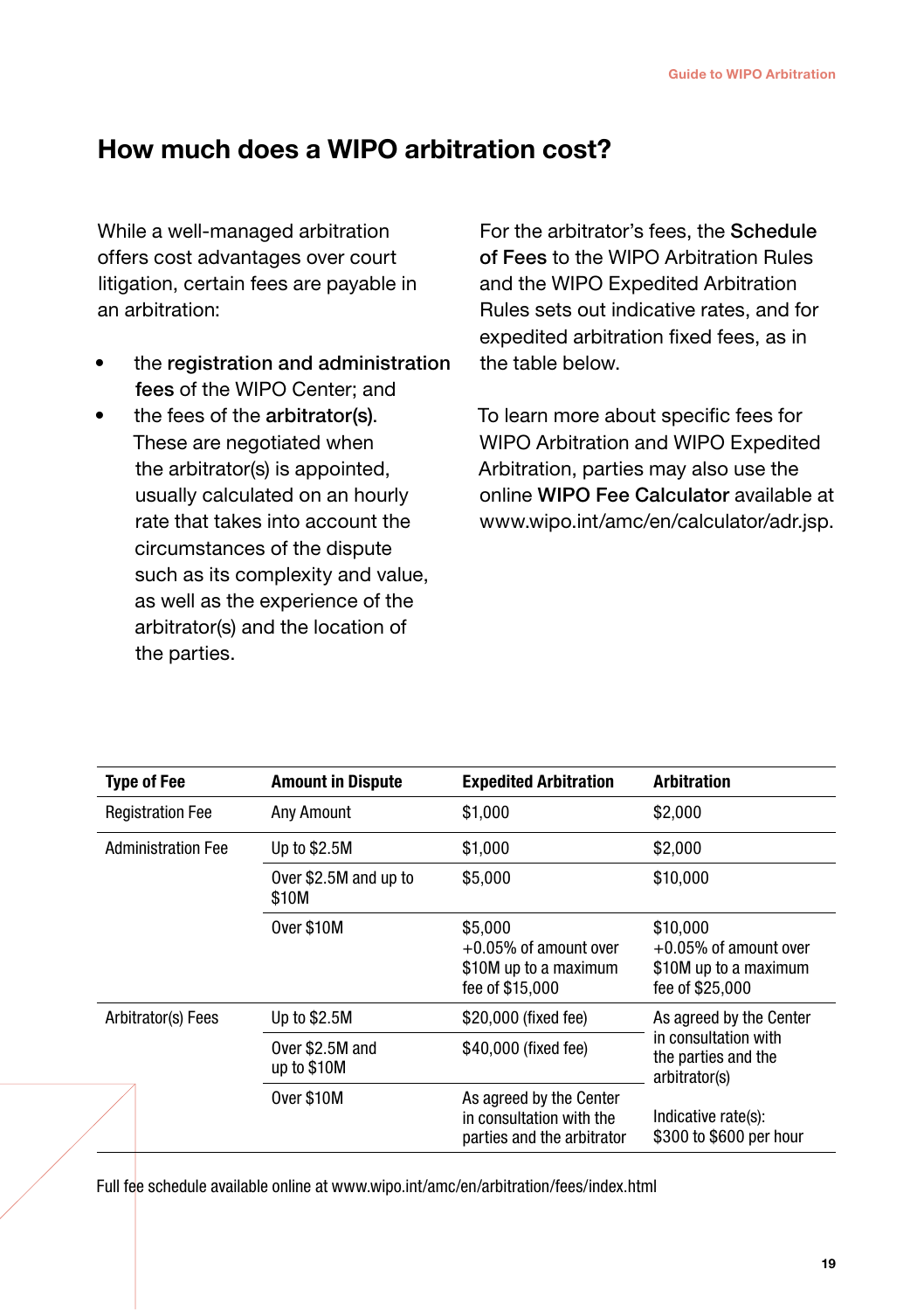## How much does a WIPO arbitration cost?

While a well-managed arbitration offers cost advantages over court litigation, certain fees are payable in an arbitration:

- the **registration and administration fees** of the WIPO Center; and
- the fees of the **arbitrator(s)**. These are negotiated when the arbitrator(s) is appointed, usually calculated on an hourly rate that takes into account the circumstances of the dispute such as its complexity and value, as well as the experience of the arbitrator(s) and the location of the parties.

For the arbitrator's fees, the **Schedule of Fees** to the WIPO Arbitration Rules and the WIPO Expedited Arbitration Rules sets out indicative rates, and for expedited arbitration fixed fees, as in the table below.

To learn more about specific fees for WIPO Arbitration and WIPO Expedited Arbitration, parties may also use the online **WIPO Fee Calculator** available at www.wipo.int/amc/en/calculator/adr.jsp.

| Type of Fee | Amount in Dispute | Expedited Arbitration | Arbitration |
|---|---|---|---|
| Registration Fee | Any Amount | $1,000 | $2,000 |
| Administration Fee | Up to $2.5M | $1,000 | $2,000 |
| | Over $2.5M and up to $10M | $5,000 | $10,000 |
| | Over $10M | $5,000 +0.05% of amount over $10M up to a maximum fee of $15,000 | $10,000 +0.05% of amount over $10M up to a maximum fee of $25,000 |
| Arbitrator(s) Fees | Up to $2.5M | $20,000 (fixed fee) | As agreed by the Center in consultation with the parties and the arbitrator(s)<br><br>Indicative rate(s): $300 to $600 per hour |
| | Over $2.5M and up to $10M | $40,000 (fixed fee) | |
| | Over $10M | As agreed by the Center in consultation with the parties and the arbitrator | |

Full fee schedule available online at www.wipo.int/amc/en/arbitration/fees/index.html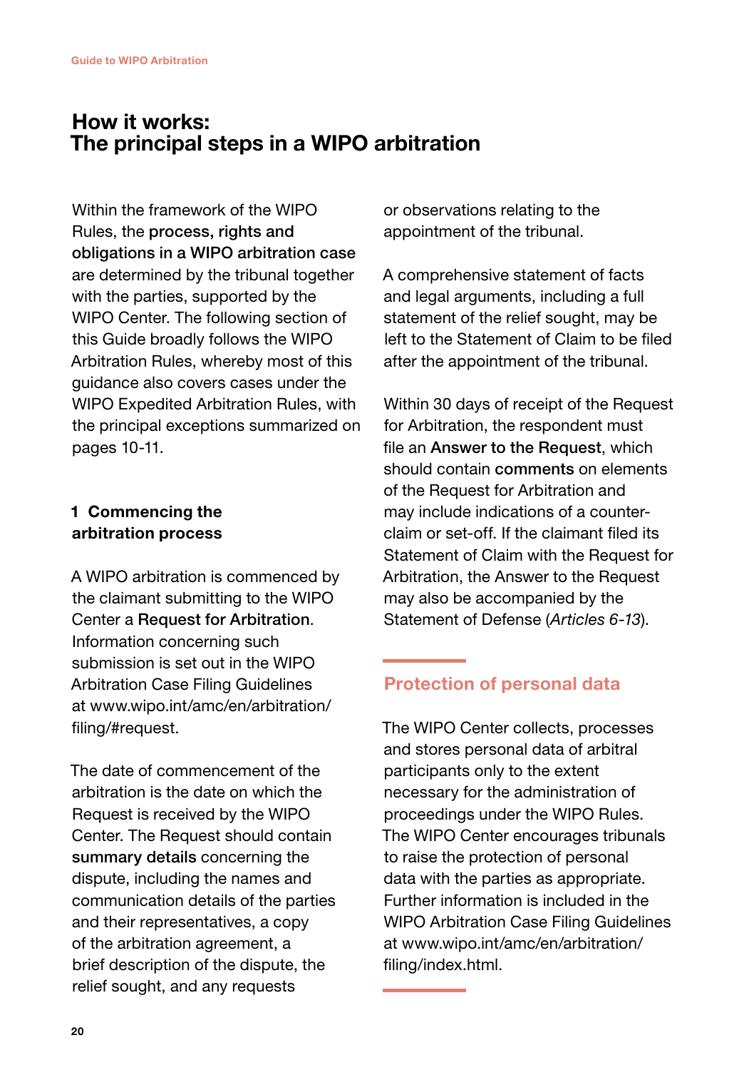# How it works: The principal steps in a WIPO arbitration

Within the framework of the WIPO Rules, the **process, rights and obligations in a WIPO arbitration case** are determined by the tribunal together with the parties, supported by the WIPO Center. The following section of this Guide broadly follows the WIPO Arbitration Rules, whereby most of this guidance also covers cases under the WIPO Expedited Arbitration Rules, with the principal exceptions summarized on pages 10-11.

## 1 Commencing the arbitration process

A WIPO arbitration is commenced by the claimant submitting to the WIPO Center a **Request for Arbitration**. Information concerning such submission is set out in the WIPO Arbitration Case Filing Guidelines at www.wipo.int/amc/en/arbitration/filing/#request.

The date of commencement of the arbitration is the date on which the Request is received by the WIPO Center. The Request should contain **summary details** concerning the dispute, including the names and communication details of the parties and their representatives, a copy of the arbitration agreement, a brief description of the dispute, the relief sought, and any requests or observations relating to the appointment of the tribunal.

A comprehensive statement of facts and legal arguments, including a full statement of the relief sought, may be left to the Statement of Claim to be filed after the appointment of the tribunal.

Within 30 days of receipt of the Request for Arbitration, the respondent must file an **Answer to the Request**, which should contain **comments** on elements of the Request for Arbitration and may include indications of a counter-claim or set-off. If the claimant filed its Statement of Claim with the Request for Arbitration, the Answer to the Request may also be accompanied by the Statement of Defense (*Articles 6-13*).

## Protection of personal data

The WIPO Center collects, processes and stores personal data of arbitral participants only to the extent necessary for the administration of proceedings under the WIPO Rules. The WIPO Center encourages tribunals to raise the protection of personal data with the parties as appropriate. Further information is included in the WIPO Arbitration Case Filing Guidelines at www.wipo.int/amc/en/arbitration/filing/index.html.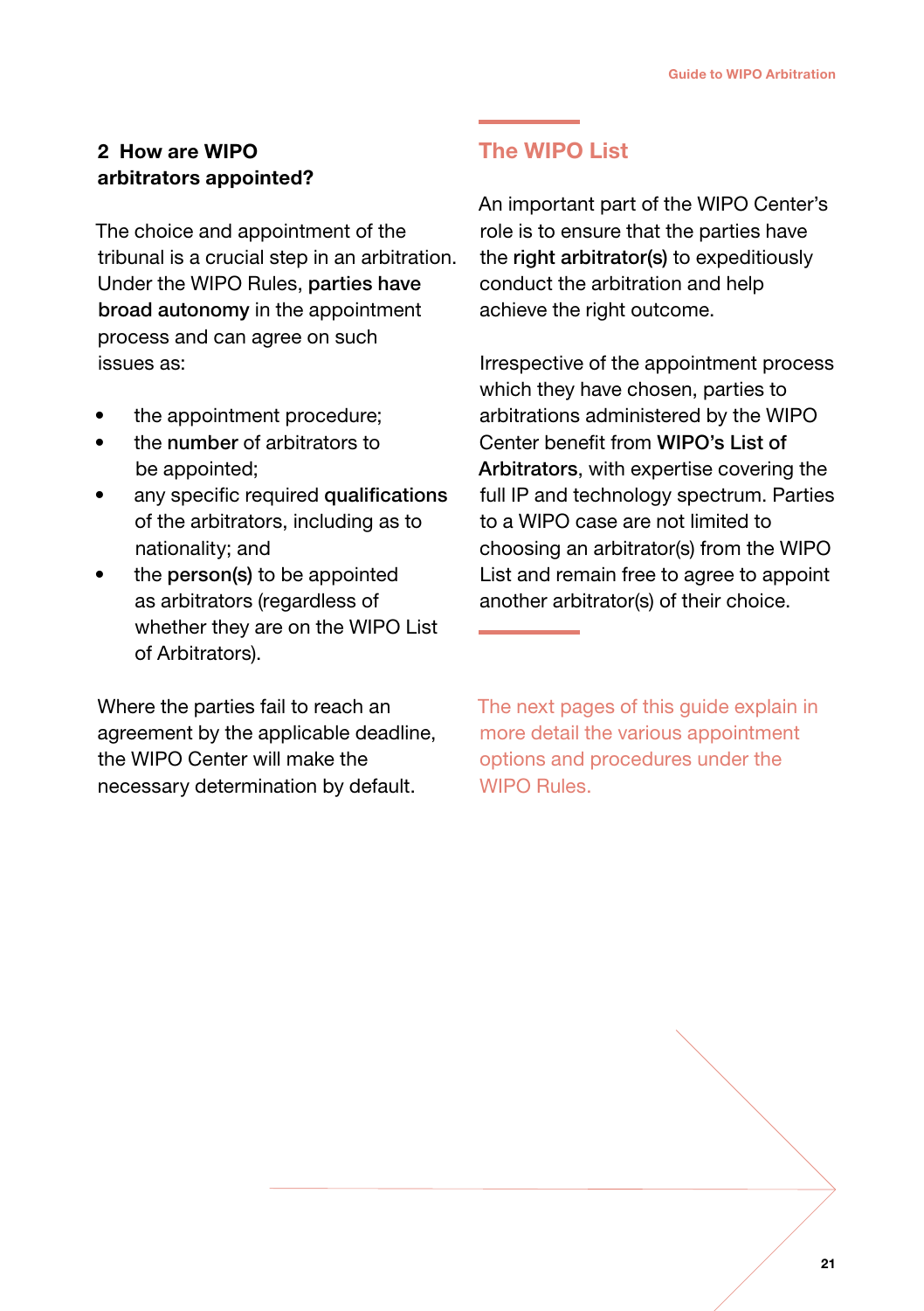## 2 How are WIPO arbitrators appointed?

The choice and appointment of the tribunal is a crucial step in an arbitration. Under the WIPO Rules, **parties have broad autonomy** in the appointment process and can agree on such issues as:

- the appointment procedure;
- the **number** of arbitrators to be appointed;
- any specific required **qualifications** of the arbitrators, including as to nationality; and
- the **person(s)** to be appointed as arbitrators (regardless of whether they are on the WIPO List of Arbitrators).

Where the parties fail to reach an agreement by the applicable deadline, the WIPO Center will make the necessary determination by default.

### The WIPO List

An important part of the WIPO Center's role is to ensure that the parties have the **right arbitrator(s)** to expeditiously conduct the arbitration and help achieve the right outcome.

Irrespective of the appointment process which they have chosen, parties to arbitrations administered by the WIPO Center benefit from **WIPO's List of Arbitrators**, with expertise covering the full IP and technology spectrum. Parties to a WIPO case are not limited to choosing an arbitrator(s) from the WIPO List and remain free to agree to appoint another arbitrator(s) of their choice.

The next pages of this guide explain in more detail the various appointment options and procedures under the WIPO Rules.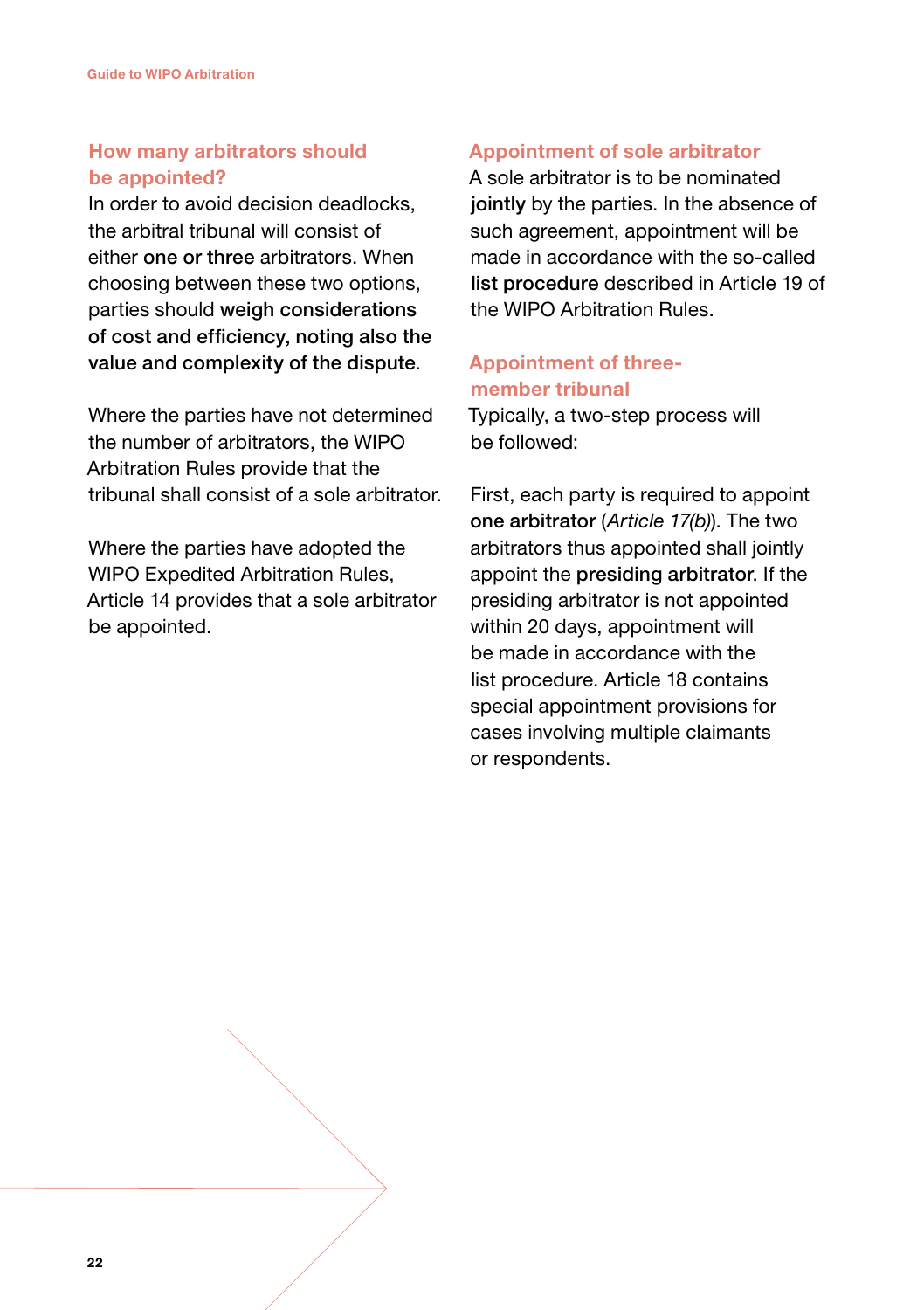### How many arbitrators should be appointed?

In order to avoid decision deadlocks, the arbitral tribunal will consist of either **one or three** arbitrators. When choosing between these two options, parties should **weigh considerations of cost and efficiency, noting also the value and complexity of the dispute**.

Where the parties have not determined the number of arbitrators, the WIPO Arbitration Rules provide that the tribunal shall consist of a sole arbitrator.

Where the parties have adopted the WIPO Expedited Arbitration Rules, Article 14 provides that a sole arbitrator be appointed.

### Appointment of sole arbitrator

A sole arbitrator is to be nominated **jointly** by the parties. In the absence of such agreement, appointment will be made in accordance with the so-called **list procedure** described in Article 19 of the WIPO Arbitration Rules.

### Appointment of three-member tribunal

Typically, a two-step process will be followed:

First, each party is required to appoint **one arbitrator** (*Article 17(b)*). The two arbitrators thus appointed shall jointly appoint the **presiding arbitrator**. If the presiding arbitrator is not appointed within 20 days, appointment will be made in accordance with the list procedure. Article 18 contains special appointment provisions for cases involving multiple claimants or respondents.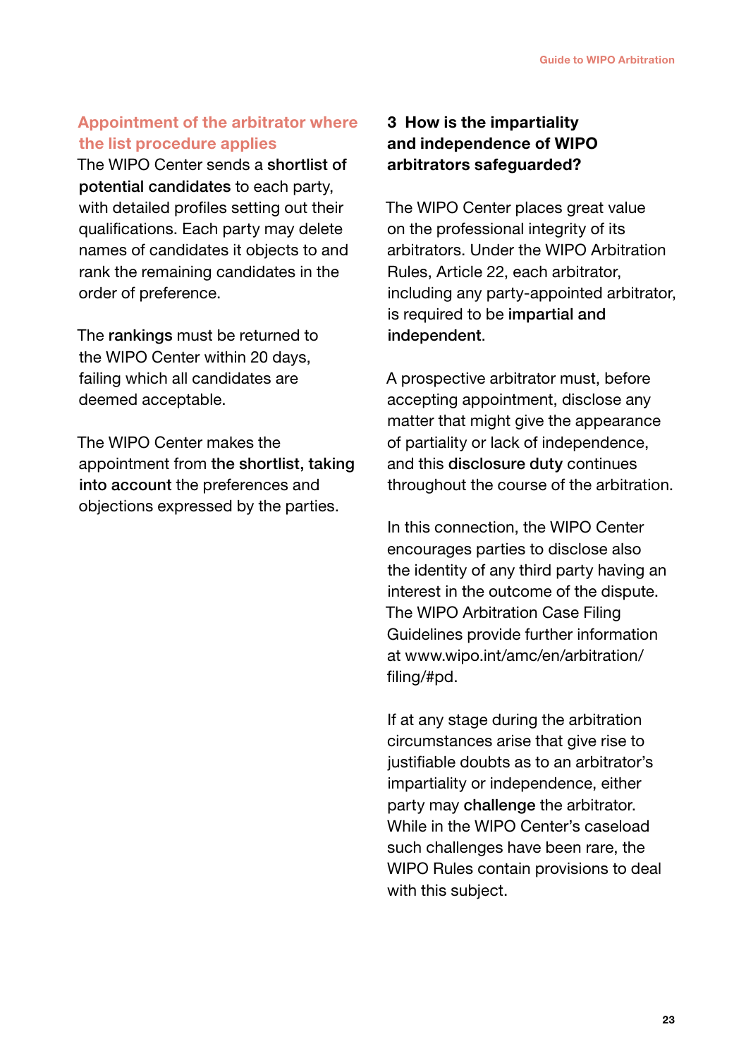### Appointment of the arbitrator where the list procedure applies

The WIPO Center sends a **shortlist of potential candidates** to each party, with detailed profiles setting out their qualifications. Each party may delete names of candidates it objects to and rank the remaining candidates in the order of preference.

The **rankings** must be returned to the WIPO Center within 20 days, failing which all candidates are deemed acceptable.

The WIPO Center makes the appointment from **the shortlist, taking into account** the preferences and objections expressed by the parties.

## 3 How is the impartiality and independence of WIPO arbitrators safeguarded?

The WIPO Center places great value on the professional integrity of its arbitrators. Under the WIPO Arbitration Rules, Article 22, each arbitrator, including any party-appointed arbitrator, is required to be **impartial and independent**.

A prospective arbitrator must, before accepting appointment, disclose any matter that might give the appearance of partiality or lack of independence, and this **disclosure duty** continues throughout the course of the arbitration.

In this connection, the WIPO Center encourages parties to disclose also the identity of any third party having an interest in the outcome of the dispute. The WIPO Arbitration Case Filing Guidelines provide further information at www.wipo.int/amc/en/arbitration/filing/#pd.

If at any stage during the arbitration circumstances arise that give rise to justifiable doubts as to an arbitrator's impartiality or independence, either party may **challenge** the arbitrator. While in the WIPO Center's caseload such challenges have been rare, the WIPO Rules contain provisions to deal with this subject.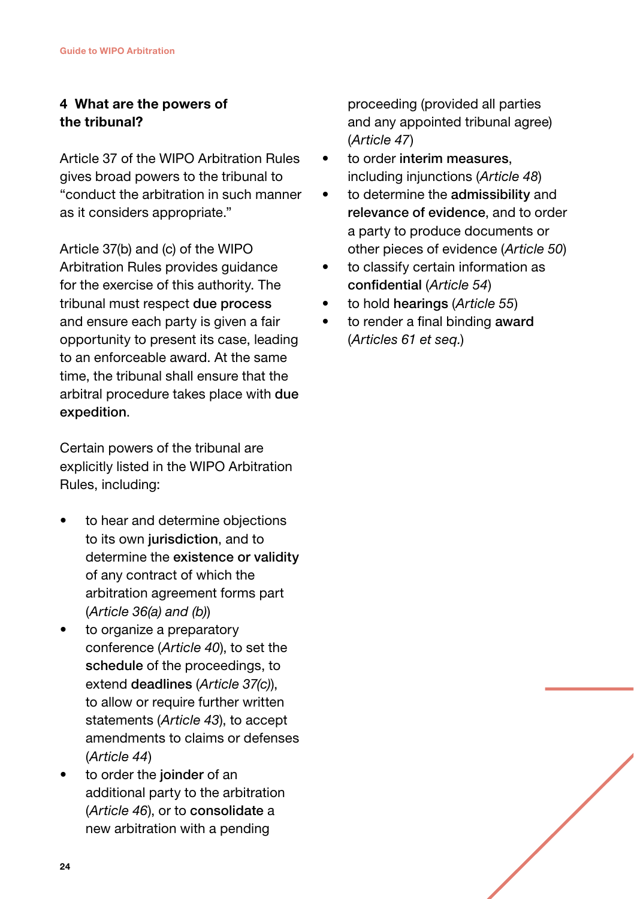## 4 What are the powers of the tribunal?

Article 37 of the WIPO Arbitration Rules gives broad powers to the tribunal to "conduct the arbitration in such manner as it considers appropriate."

Article 37(b) and (c) of the WIPO Arbitration Rules provides guidance for the exercise of this authority. The tribunal must respect **due process** and ensure each party is given a fair opportunity to present its case, leading to an enforceable award. At the same time, the tribunal shall ensure that the arbitral procedure takes place with **due expedition**.

Certain powers of the tribunal are explicitly listed in the WIPO Arbitration Rules, including:

- to hear and determine objections to its own **jurisdiction**, and to determine the **existence or validity** of any contract of which the arbitration agreement forms part (*Article 36(a) and (b)*)
- to organize a preparatory conference (*Article 40*), to set the **schedule** of the proceedings, to extend **deadlines** (*Article 37(c)*), to allow or require further written statements (*Article 43*), to accept amendments to claims or defenses (*Article 44*)
- to order the **joinder** of an additional party to the arbitration (*Article 46*), or to **consolidate** a new arbitration with a pending proceeding (provided all parties and any appointed tribunal agree) (*Article 47*)
- to order **interim measures**, including injunctions (*Article 48*)
- to determine the **admissibility** and **relevance of evidence**, and to order a party to produce documents or other pieces of evidence (*Article 50*)
- to classify certain information as **confidential** (*Article 54*)
- to hold **hearings** (*Article 55*)
- to render a final binding **award** (*Articles 61 et seq.*)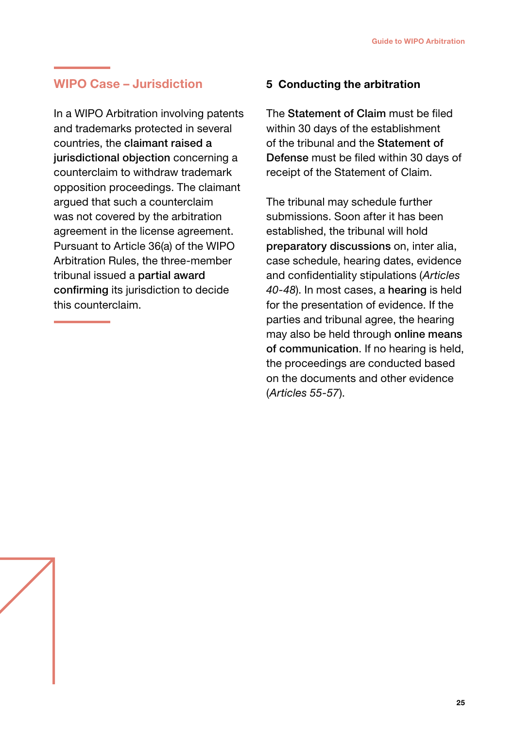## WIPO Case – Jurisdiction

In a WIPO Arbitration involving patents and trademarks protected in several countries, the **claimant raised a jurisdictional objection** concerning a counterclaim to withdraw trademark opposition proceedings. The claimant argued that such a counterclaim was not covered by the arbitration agreement in the license agreement. Pursuant to Article 36(a) of the WIPO Arbitration Rules, the three-member tribunal issued a **partial award confirming** its jurisdiction to decide this counterclaim.

## 5 Conducting the arbitration

The **Statement of Claim** must be filed within 30 days of the establishment of the tribunal and the **Statement of Defense** must be filed within 30 days of receipt of the Statement of Claim.

The tribunal may schedule further submissions. Soon after it has been established, the tribunal will hold **preparatory discussions** on, inter alia, case schedule, hearing dates, evidence and confidentiality stipulations (*Articles 40-48*). In most cases, a **hearing** is held for the presentation of evidence. If the parties and tribunal agree, the hearing may also be held through **online means of communication**. If no hearing is held, the proceedings are conducted based on the documents and other evidence (*Articles 55-57*).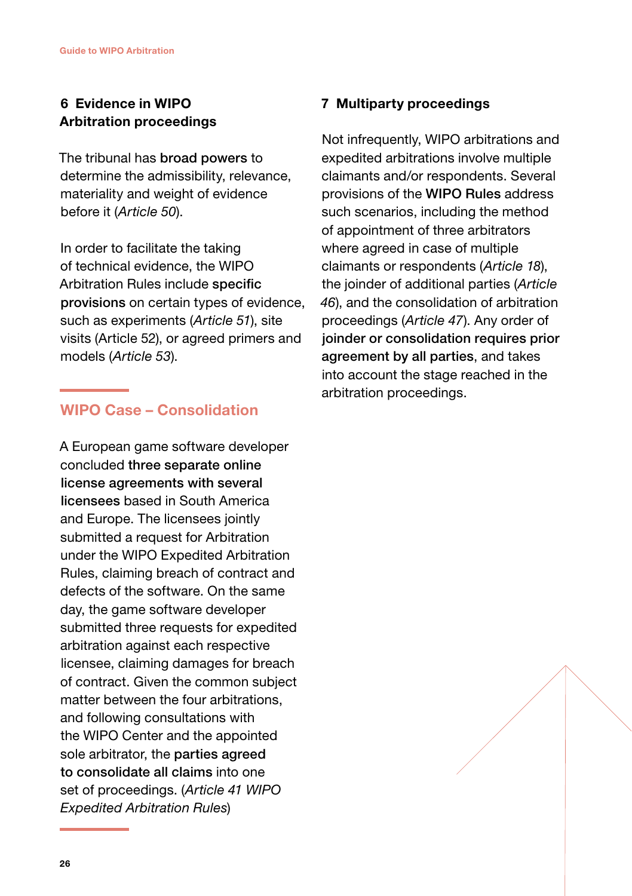## 6 Evidence in WIPO Arbitration proceedings

The tribunal has **broad powers** to determine the admissibility, relevance, materiality and weight of evidence before it (*Article 50*).

In order to facilitate the taking of technical evidence, the WIPO Arbitration Rules include **specific provisions** on certain types of evidence, such as experiments (*Article 51*), site visits (Article 52), or agreed primers and models (*Article 53*).

### WIPO Case – Consolidation

A European game software developer concluded **three separate online license agreements with several licensees** based in South America and Europe. The licensees jointly submitted a request for Arbitration under the WIPO Expedited Arbitration Rules, claiming breach of contract and defects of the software. On the same day, the game software developer submitted three requests for expedited arbitration against each respective licensee, claiming damages for breach of contract. Given the common subject matter between the four arbitrations, and following consultations with the WIPO Center and the appointed sole arbitrator, the **parties agreed to consolidate all claims** into one set of proceedings. (*Article 41 WIPO Expedited Arbitration Rules*)

## 7 Multiparty proceedings

Not infrequently, WIPO arbitrations and expedited arbitrations involve multiple claimants and/or respondents. Several provisions of the **WIPO Rules** address such scenarios, including the method of appointment of three arbitrators where agreed in case of multiple claimants or respondents (*Article 18*), the joinder of additional parties (*Article 46*), and the consolidation of arbitration proceedings (*Article 47*). Any order of **joinder or consolidation requires prior agreement by all parties**, and takes into account the stage reached in the arbitration proceedings.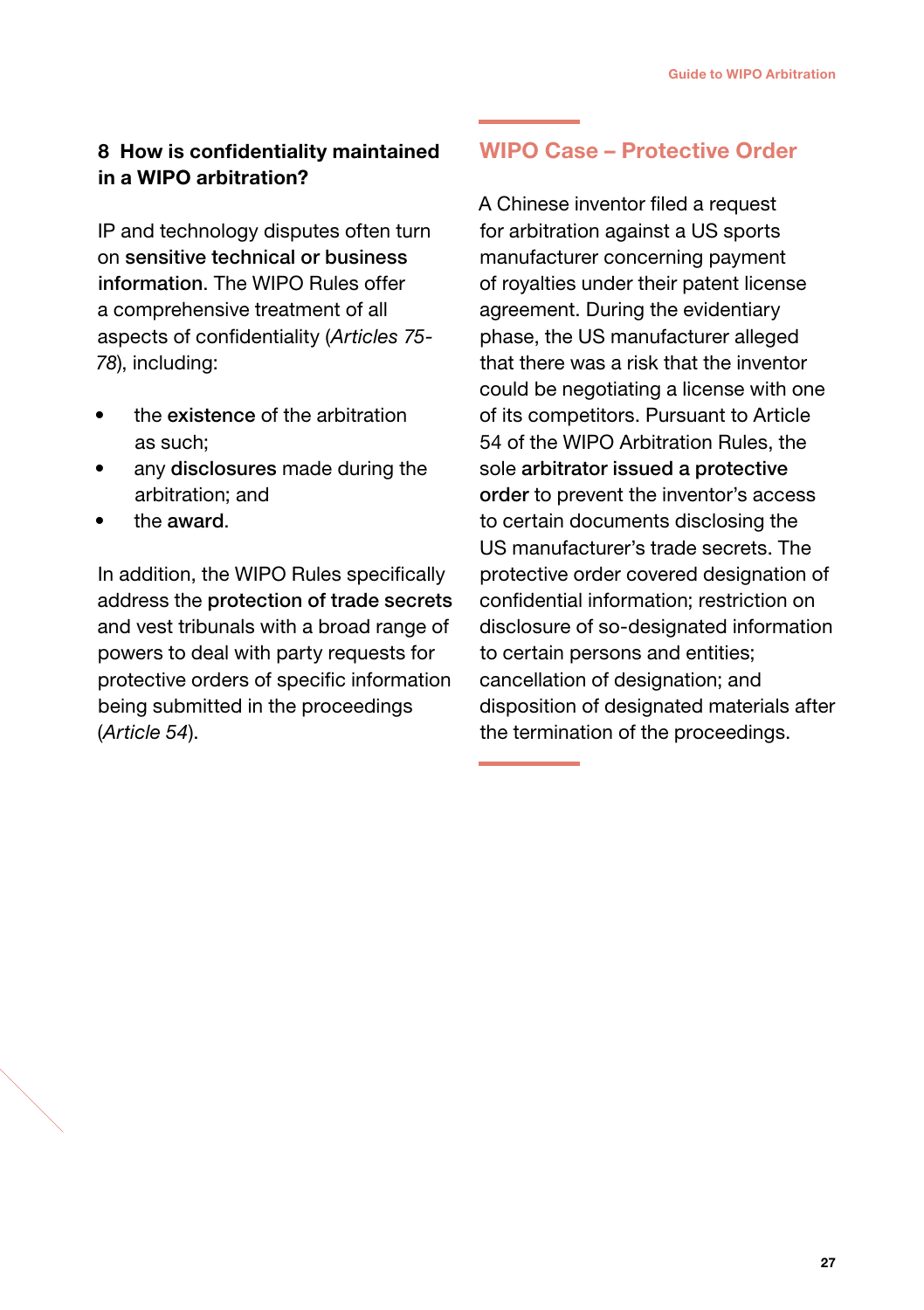### 8 How is confidentiality maintained in a WIPO arbitration?

IP and technology disputes often turn on **sensitive technical or business information**. The WIPO Rules offer a comprehensive treatment of all aspects of confidentiality (*Articles 75-78*), including:

- the **existence** of the arbitration as such;
- any **disclosures** made during the arbitration; and
- the **award**.

In addition, the WIPO Rules specifically address the **protection of trade secrets** and vest tribunals with a broad range of powers to deal with party requests for protective orders of specific information being submitted in the proceedings (*Article 54*).

## WIPO Case – Protective Order

A Chinese inventor filed a request for arbitration against a US sports manufacturer concerning payment of royalties under their patent license agreement. During the evidentiary phase, the US manufacturer alleged that there was a risk that the inventor could be negotiating a license with one of its competitors. Pursuant to Article 54 of the WIPO Arbitration Rules, the sole **arbitrator issued a protective order** to prevent the inventor's access to certain documents disclosing the US manufacturer's trade secrets. The protective order covered designation of confidential information; restriction on disclosure of so-designated information to certain persons and entities; cancellation of designation; and disposition of designated materials after the termination of the proceedings.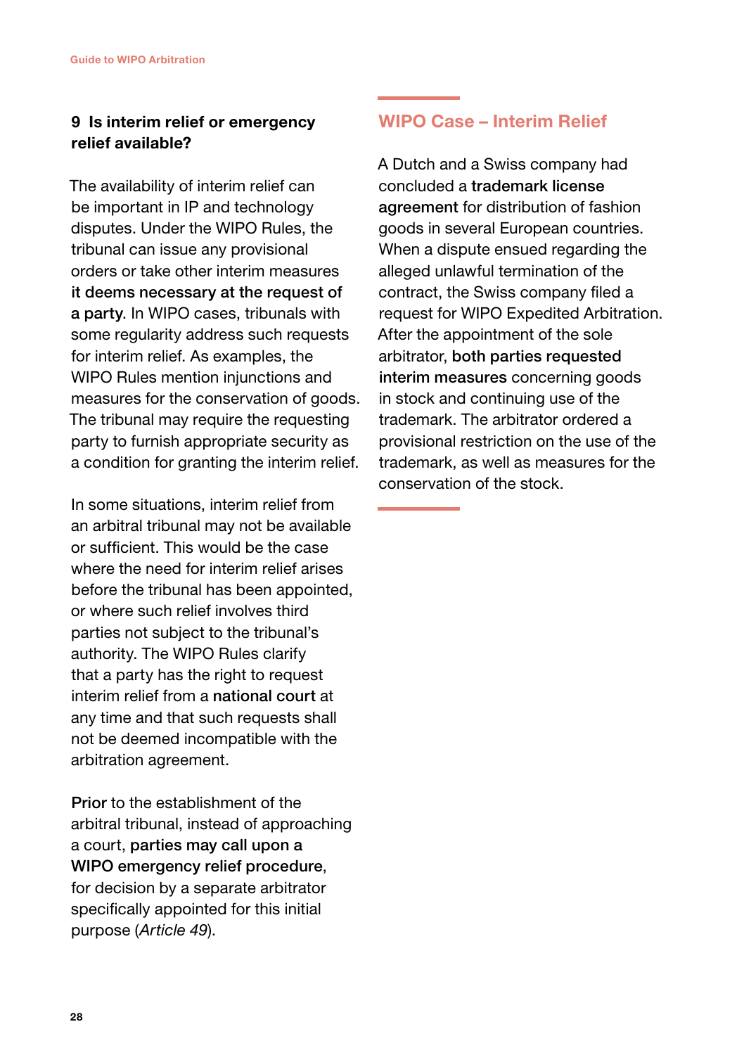## 9 Is interim relief or emergency relief available?

The availability of interim relief can be important in IP and technology disputes. Under the WIPO Rules, the tribunal can issue any provisional orders or take other interim measures **it deems necessary at the request of a party**. In WIPO cases, tribunals with some regularity address such requests for interim relief. As examples, the WIPO Rules mention injunctions and measures for the conservation of goods. The tribunal may require the requesting party to furnish appropriate security as a condition for granting the interim relief.

In some situations, interim relief from an arbitral tribunal may not be available or sufficient. This would be the case where the need for interim relief arises before the tribunal has been appointed, or where such relief involves third parties not subject to the tribunal's authority. The WIPO Rules clarify that a party has the right to request interim relief from a **national court** at any time and that such requests shall not be deemed incompatible with the arbitration agreement.

**Prior** to the establishment of the arbitral tribunal, instead of approaching a court, **parties may call upon a WIPO emergency relief procedure**, for decision by a separate arbitrator specifically appointed for this initial purpose (*Article 49*).

## WIPO Case – Interim Relief

A Dutch and a Swiss company had concluded a **trademark license agreement** for distribution of fashion goods in several European countries. When a dispute ensued regarding the alleged unlawful termination of the contract, the Swiss company filed a request for WIPO Expedited Arbitration. After the appointment of the sole arbitrator, **both parties requested interim measures** concerning goods in stock and continuing use of the trademark. The arbitrator ordered a provisional restriction on the use of the trademark, as well as measures for the conservation of the stock.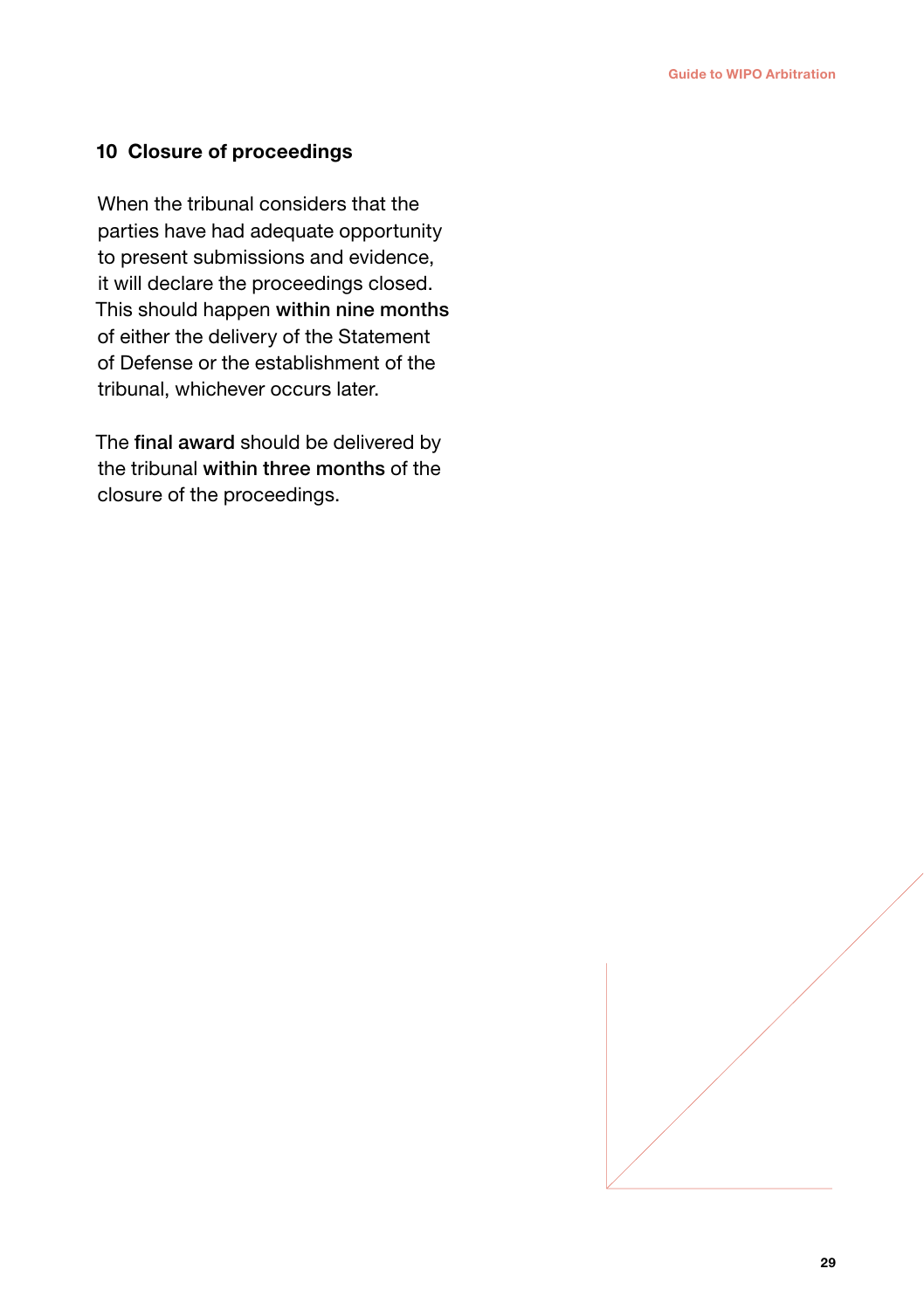## 10 Closure of proceedings

When the tribunal considers that the parties have had adequate opportunity to present submissions and evidence, it will declare the proceedings closed. This should happen **within nine months** of either the delivery of the Statement of Defense or the establishment of the tribunal, whichever occurs later.

The **final award** should be delivered by the tribunal **within three months** of the closure of the proceedings.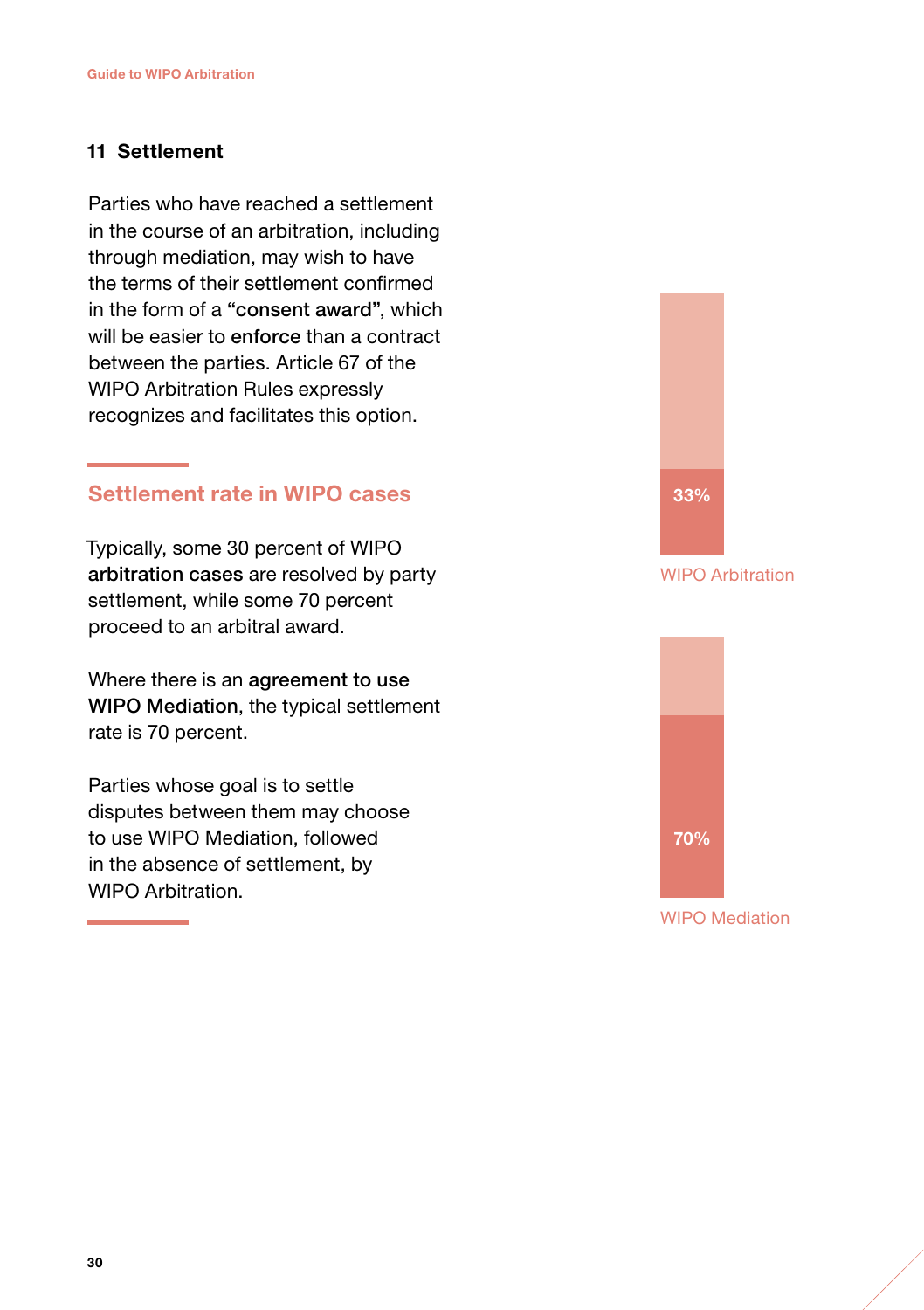## 11 Settlement

Parties who have reached a settlement in the course of an arbitration, including through mediation, may wish to have the terms of their settlement confirmed in the form of a **"consent award"**, which will be easier to **enforce** than a contract between the parties. Article 67 of the WIPO Arbitration Rules expressly recognizes and facilitates this option.

### Settlement rate in WIPO cases

Typically, some 30 percent of WIPO **arbitration cases** are resolved by party settlement, while some 70 percent proceed to an arbitral award.

Where there is an **agreement to use WIPO Mediation**, the typical settlement rate is 70 percent.

Parties whose goal is to settle disputes between them may choose to use WIPO Mediation, followed in the absence of settlement, by WIPO Arbitration.

33%

WIPO Arbitration

70%

WIPO Mediation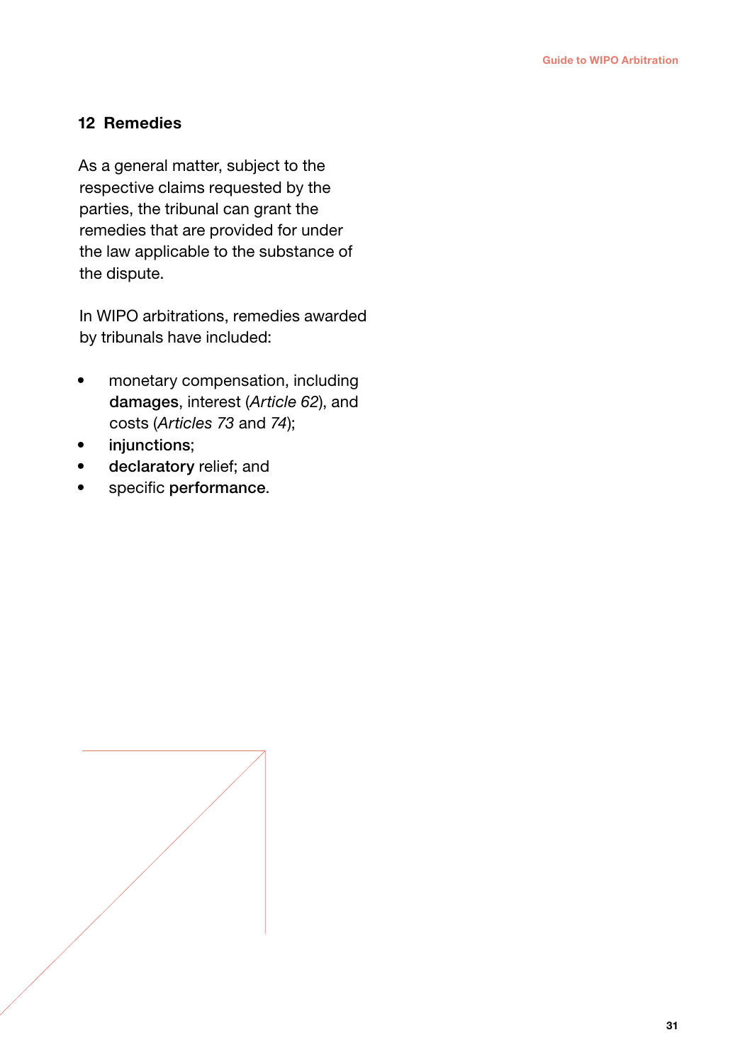## 12 Remedies

As a general matter, subject to the respective claims requested by the parties, the tribunal can grant the remedies that are provided for under the law applicable to the substance of the dispute.

In WIPO arbitrations, remedies awarded by tribunals have included:

- monetary compensation, including **damages**, interest (*Article 62*), and costs (*Articles 73* and *74*);
- **injunctions**;
- **declaratory** relief; and
- specific **performance**.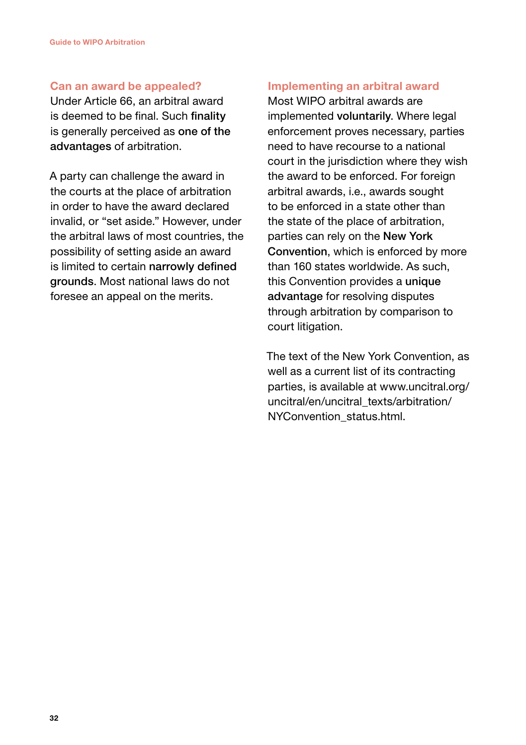## Can an award be appealed?

Under Article 66, an arbitral award is deemed to be final. Such **finality** is generally perceived as **one of the advantages** of arbitration.

A party can challenge the award in the courts at the place of arbitration in order to have the award declared invalid, or "set aside." However, under the arbitral laws of most countries, the possibility of setting aside an award is limited to certain **narrowly defined grounds**. Most national laws do not foresee an appeal on the merits.

## Implementing an arbitral award

Most WIPO arbitral awards are implemented **voluntarily**. Where legal enforcement proves necessary, parties need to have recourse to a national court in the jurisdiction where they wish the award to be enforced. For foreign arbitral awards, i.e., awards sought to be enforced in a state other than the state of the place of arbitration, parties can rely on the **New York Convention**, which is enforced by more than 160 states worldwide. As such, this Convention provides a **unique advantage** for resolving disputes through arbitration by comparison to court litigation.

The text of the New York Convention, as well as a current list of its contracting parties, is available at www.uncitral.org/uncitral/en/uncitral_texts/arbitration/NYConvention_status.html.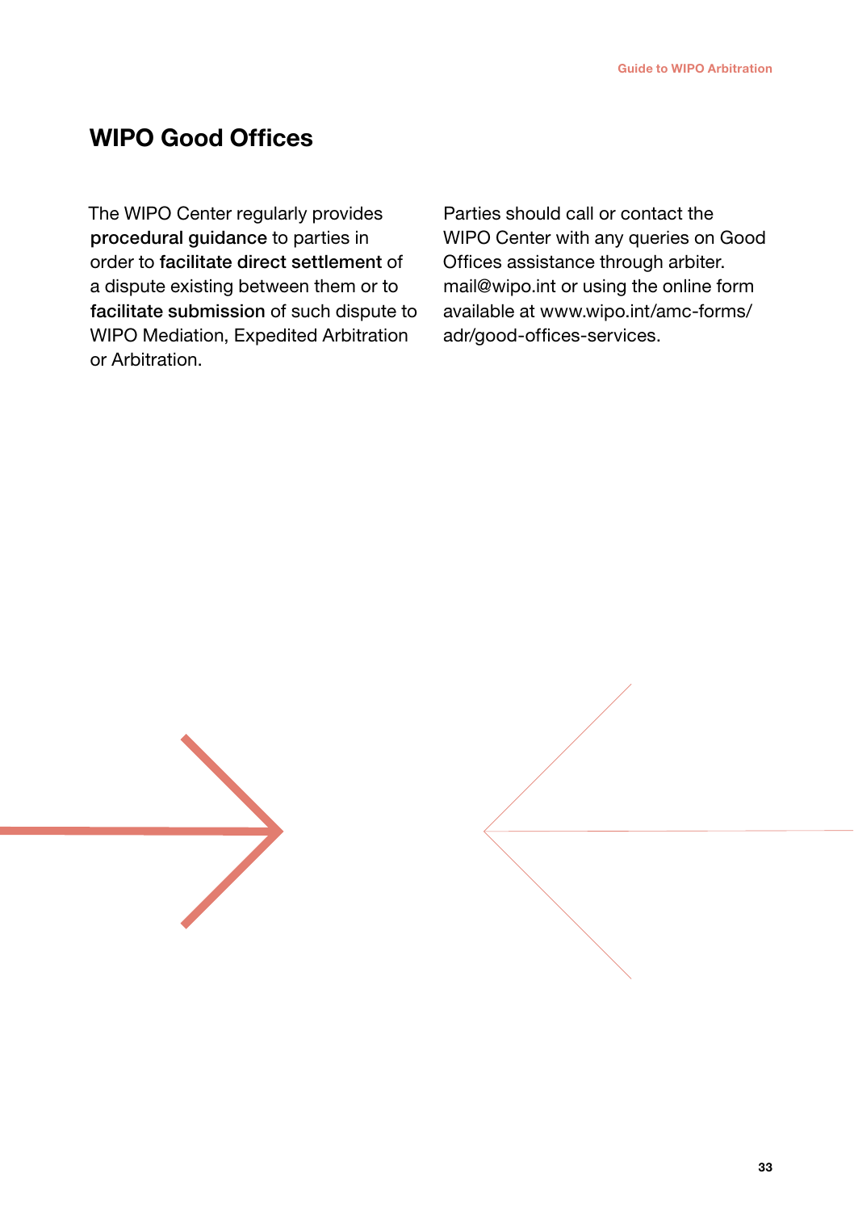# WIPO Good Offices

The WIPO Center regularly provides **procedural guidance** to parties in order to **facilitate direct settlement** of a dispute existing between them or to **facilitate submission** of such dispute to WIPO Mediation, Expedited Arbitration or Arbitration.

Parties should call or contact the WIPO Center with any queries on Good Offices assistance through arbiter. mail@wipo.int or using the online form available at www.wipo.int/amc-forms/adr/good-offices-services.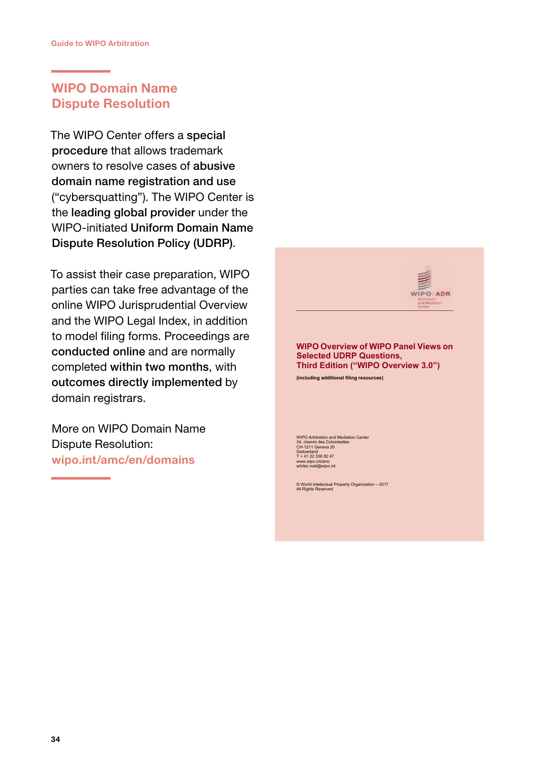## WIPO Domain Name Dispute Resolution

The WIPO Center offers a **special procedure** that allows trademark owners to resolve cases of **abusive domain name registration and use** ("cybersquatting"). The WIPO Center is the **leading global provider** under the WIPO-initiated **Uniform Domain Name Dispute Resolution Policy (UDRP)**.

To assist their case preparation, WIPO parties can take free advantage of the online WIPO Jurisprudential Overview and the WIPO Legal Index, in addition to model filing forms. Proceedings are **conducted online** and are normally completed **within two months**, with **outcomes directly implemented** by domain registrars.

More on WIPO Domain Name Dispute Resolution: wipo.int/amc/en/domains

WIPO | ADR
Arbitration and Mediation Center

**WIPO Overview of WIPO Panel Views on Selected UDRP Questions, Third Edition ("WIPO Overview 3.0")**

**(including additional filing resources)**

WIPO Arbitration and Mediation Center
34, chemin des Colombettes
CH-1211 Geneva 20
Switzerland
T + 41 22 338 82 47
www.wipo.int/amc
arbiter.mail@wipo.int

© World Intellectual Property Organization – 2017
All Rights Reserved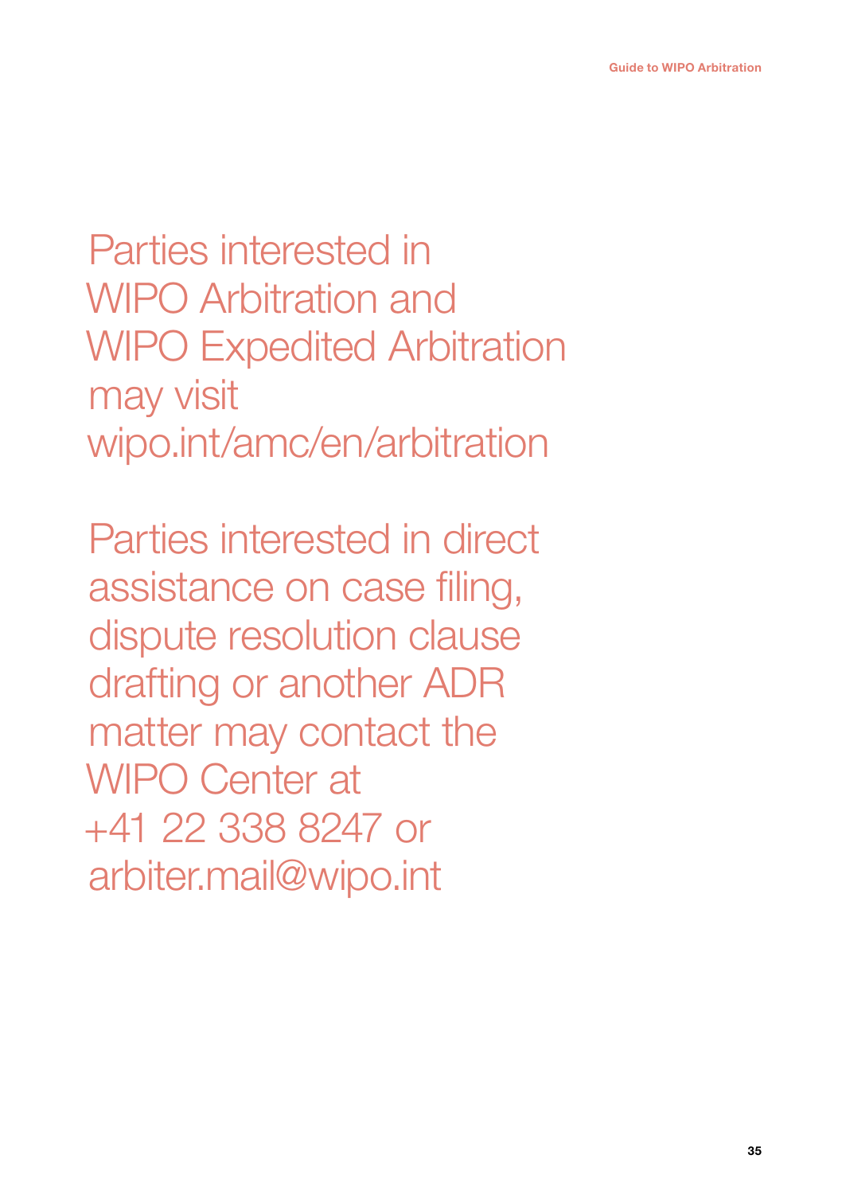Parties interested in WIPO Arbitration and WIPO Expedited Arbitration may visit wipo.int/amc/en/arbitration

Parties interested in direct assistance on case filing, dispute resolution clause drafting or another ADR matter may contact the WIPO Center at +41 22 338 8247 or arbiter.mail@wipo.int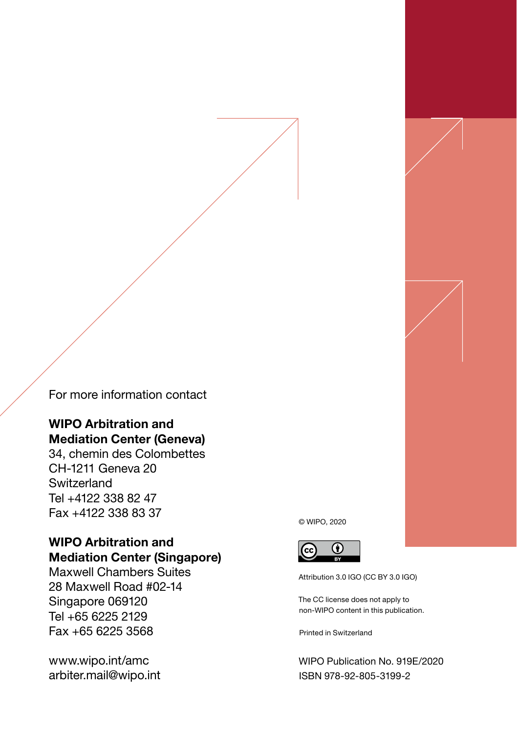For more information contact

**WIPO Arbitration and Mediation Center (Geneva)**
34, chemin des Colombettes
CH-1211 Geneva 20
Switzerland
Tel +4122 338 82 47
Fax +4122 338 83 37

**WIPO Arbitration and Mediation Center (Singapore)**
Maxwell Chambers Suites
28 Maxwell Road #02-14
Singapore 069120
Tel +65 6225 2129
Fax +65 6225 3568

www.wipo.int/amc
arbiter.mail@wipo.int

© WIPO, 2020

Attribution 3.0 IGO (CC BY 3.0 IGO)

The CC license does not apply to non-WIPO content in this publication.

Printed in Switzerland

WIPO Publication No. 919E/2020
ISBN 978-92-805-3199-2